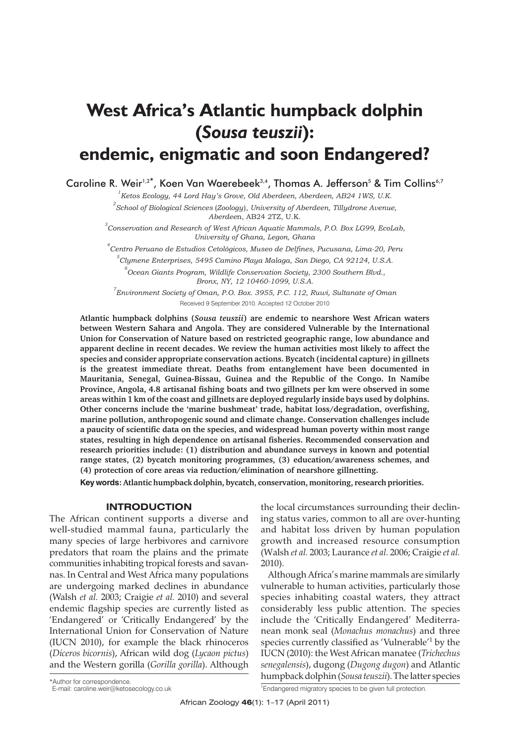# West Africa's Atlantic humpback dolphin (*Sousa teuszii*): endemic, enigmatic and soon Endangered?

Caroline R. Weir[1,2*], Koen Van Waerebeek[3,4], Thomas A. Jefferson[5] & Tim Collins[6,7]

[1]*Ketos Ecology, 44 Lord Hay's Grove, Old Aberdeen, Aberdeen, AB24 1WS, U.K.*

[2]*School of Biological Sciences (Zoology), University of Aberdeen, Tillydrone Avenue, Aberdeen, AB24 2TZ, U.K.*

[3]*Conservation and Research of West African Aquatic Mammals, P.O. Box LG99, EcoLab, University of Ghana, Legon, Ghana*

[4]*Centro Peruano de Estudios Cetológicos, Museo de Delfines, Pucusana, Lima-20, Peru*

[5]*Clymene Enterprises, 5495 Camino Playa Malaga, San Diego, CA 92124, U.S.A.*

[6]*Ocean Giants Program, Wildlife Conservation Society, 2300 Southern Blvd., Bronx, NY, 12 10460-1099, U.S.A.*

[7]*Environment Society of Oman, P.O. Box. 3955, P.C. 112, Ruwi, Sultanate of Oman*

Received 9 September 2010. Accepted 12 October 2010

**Atlantic humpback dolphins (*Sousa teuszii*) are endemic to nearshore West African waters between Western Sahara and Angola. They are considered Vulnerable by the International Union for Conservation of Nature based on restricted geographic range, low abundance and apparent decline in recent decades. We review the human activities most likely to affect the species and consider appropriate conservation actions. Bycatch (incidental capture) in gillnets is the greatest immediate threat. Deaths from entanglement have been documented in Mauritania, Senegal, Guinea-Bissau, Guinea and the Republic of the Congo. In Namibe Province, Angola, 4.8 artisanal fishing boats and two gillnets per km were observed in some areas within 1 km of the coast and gillnets are deployed regularly inside bays used by dolphins. Other concerns include the 'marine bushmeat' trade, habitat loss/degradation, overfishing, marine pollution, anthropogenic sound and climate change. Conservation challenges include a paucity of scientific data on the species, and widespread human poverty within most range states, resulting in high dependence on artisanal fisheries. Recommended conservation and research priorities include: (1) distribution and abundance surveys in known and potential range states, (2) bycatch monitoring programmes, (3) education/awareness schemes, and (4) protection of core areas via reduction/elimination of nearshore gillnetting.**

**Key words: Atlantic humpback dolphin, bycatch, conservation, monitoring, research priorities.**

## INTRODUCTION

The African continent supports a diverse and well-studied mammal fauna, particularly the many species of large herbivores and carnivore predators that roam the plains and the primate communities inhabiting tropical forests and savannas. In Central and West Africa many populations are undergoing marked declines in abundance (Walsh *et al.* 2003; Craigie *et al.* 2010) and several endemic flagship species are currently listed as 'Endangered' or 'Critically Endangered' by the International Union for Conservation of Nature (IUCN 2010), for example the black rhinoceros (*Diceros bicornis*), African wild dog (*Lycaon pictus*) and the Western gorilla (*Gorilla gorilla*). Although the local circumstances surrounding their declining status varies, common to all are over-hunting and habitat loss driven by human population growth and increased resource consumption (Walsh *et al.* 2003; Laurance *et al.* 2006; Craigie *et al.* 2010).

Although Africa's marine mammals are similarly vulnerable to human activities, particularly those species inhabiting coastal waters, they attract considerably less public attention. The species include the 'Critically Endangered' Mediterranean monk seal (*Monachus monachus*) and three species currently classified as 'Vulnerable'[1] by the IUCN (2010): the West African manatee (*Trichechus senegalensis*), dugong (*Dugong dugon*) and Atlantic humpback dolphin (*Sousa teuszii*). The latter species

*Author for correspondence.
E-mail: caroline.weir@ketosecology.co.uk

[1]Endangered migratory species to be given full protection.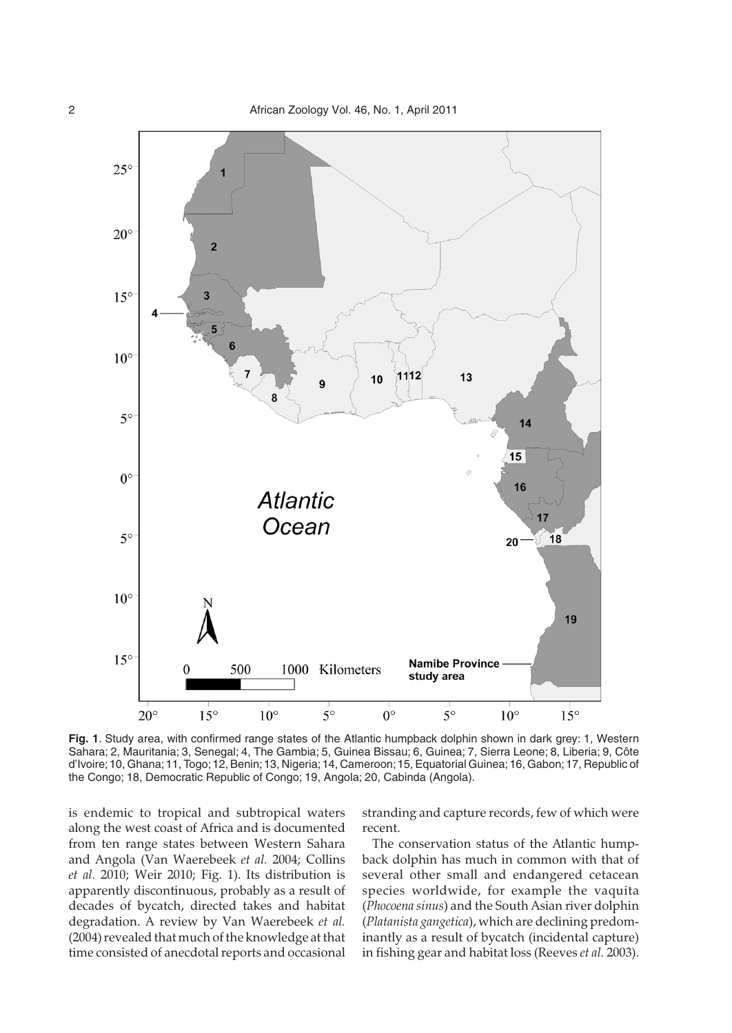**Fig. 1**. Study area, with confirmed range states of the Atlantic humpback dolphin shown in dark grey: 1, Western Sahara; 2, Mauritania; 3, Senegal; 4, The Gambia; 5, Guinea Bissau; 6, Guinea; 7, Sierra Leone; 8, Liberia; 9, Côte d'Ivoire; 10, Ghana; 11, Togo; 12, Benin; 13, Nigeria; 14, Cameroon; 15, Equatorial Guinea; 16, Gabon; 17, Republic of the Congo; 18, Democratic Republic of Congo; 19, Angola; 20, Cabinda (Angola).

is endemic to tropical and subtropical waters along the west coast of Africa and is documented from ten range states between Western Sahara and Angola (Van Waerebeek *et al.* 2004; Collins *et al.* 2010; Weir 2010; Fig. 1). Its distribution is apparently discontinuous, probably as a result of decades of bycatch, directed takes and habitat degradation. A review by Van Waerebeek *et al.* (2004) revealed that much of the knowledge at that time consisted of anecdotal reports and occasional stranding and capture records, few of which were recent.

The conservation status of the Atlantic humpback dolphin has much in common with that of several other small and endangered cetacean species worldwide, for example the vaquita (*Phocoena sinus*) and the South Asian river dolphin (*Platanista gangetica*), which are declining predominantly as a result of bycatch (incidental capture) in fishing gear and habitat loss (Reeves *et al.* 2003).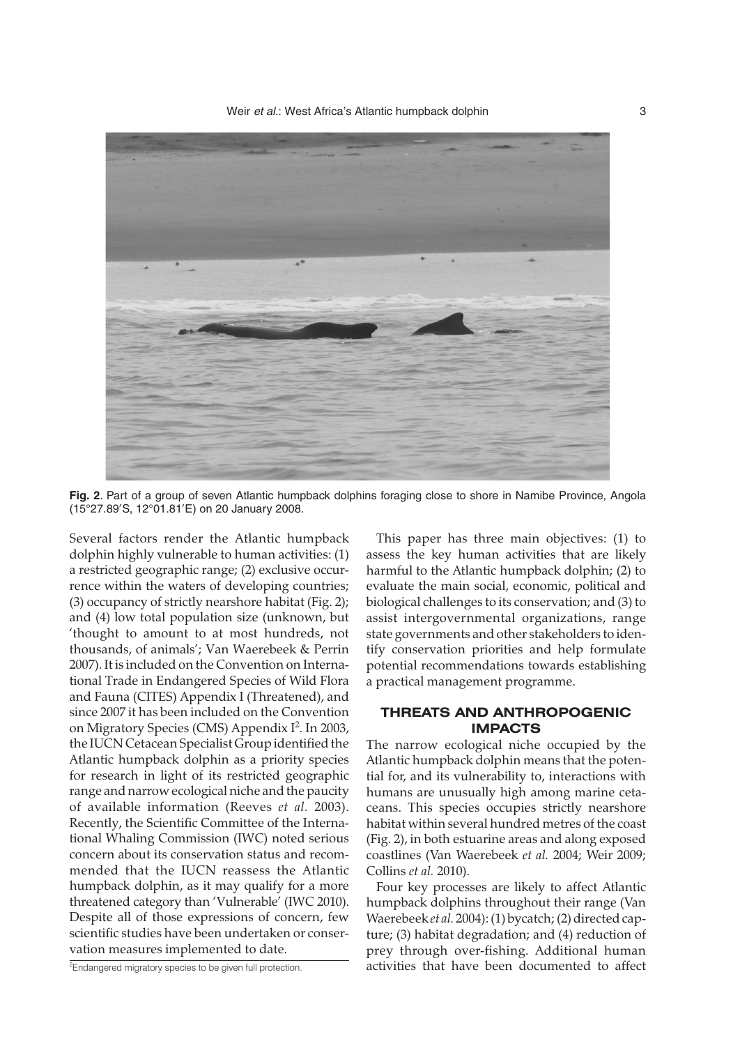**Fig. 2**. Part of a group of seven Atlantic humpback dolphins foraging close to shore in Namibe Province, Angola (15°27.89′S, 12°01.81′E) on 20 January 2008.

Several factors render the Atlantic humpback dolphin highly vulnerable to human activities: (1) a restricted geographic range; (2) exclusive occurrence within the waters of developing countries; (3) occupancy of strictly nearshore habitat (Fig. 2); and (4) low total population size (unknown, but 'thought to amount to at most hundreds, not thousands, of animals'; Van Waerebeek & Perrin 2007). It is included on the Convention on International Trade in Endangered Species of Wild Flora and Fauna (CITES) Appendix I (Threatened), and since 2007 it has been included on the Convention on Migratory Species (CMS) Appendix I[2]. In 2003, the IUCN Cetacean Specialist Group identified the Atlantic humpback dolphin as a priority species for research in light of its restricted geographic range and narrow ecological niche and the paucity of available information (Reeves *et al.* 2003). Recently, the Scientific Committee of the International Whaling Commission (IWC) noted serious concern about its conservation status and recommended that the IUCN reassess the Atlantic humpback dolphin, as it may qualify for a more threatened category than 'Vulnerable' (IWC 2010). Despite all of those expressions of concern, few scientific studies have been undertaken or conservation measures implemented to date.

[2]Endangered migratory species to be given full protection.

This paper has three main objectives: (1) to assess the key human activities that are likely harmful to the Atlantic humpback dolphin; (2) to evaluate the main social, economic, political and biological challenges to its conservation; and (3) to assist intergovernmental organizations, range state governments and other stakeholders to identify conservation priorities and help formulate potential recommendations towards establishing a practical management programme.

## THREATS AND ANTHROPOGENIC IMPACTS

The narrow ecological niche occupied by the Atlantic humpback dolphin means that the potential for, and its vulnerability to, interactions with humans are unusually high among marine cetaceans. This species occupies strictly nearshore habitat within several hundred metres of the coast (Fig. 2), in both estuarine areas and along exposed coastlines (Van Waerebeek *et al.* 2004; Weir 2009; Collins *et al.* 2010).

Four key processes are likely to affect Atlantic humpback dolphins throughout their range (Van Waerebeek *et al.* 2004): (1) bycatch; (2) directed capture; (3) habitat degradation; and (4) reduction of prey through over-fishing. Additional human activities that have been documented to affect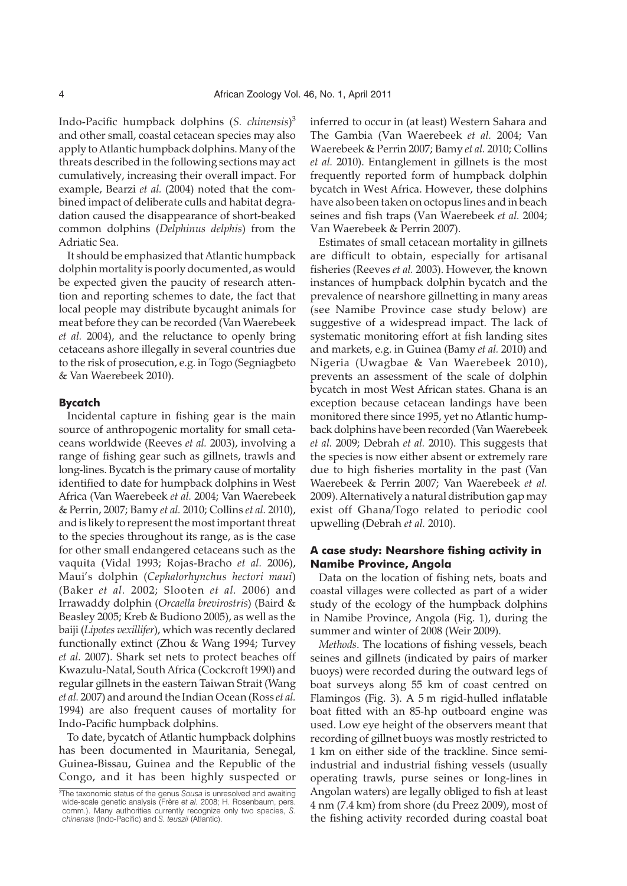Indo-Pacific humpback dolphins (*S. chinensis*)[3] and other small, coastal cetacean species may also apply to Atlantic humpback dolphins. Many of the threats described in the following sections may act cumulatively, increasing their overall impact. For example, Bearzi *et al.* (2004) noted that the combined impact of deliberate culls and habitat degradation caused the disappearance of short-beaked common dolphins (*Delphinus delphis*) from the Adriatic Sea.

It should be emphasized that Atlantic humpback dolphin mortality is poorly documented, as would be expected given the paucity of research attention and reporting schemes to date, the fact that local people may distribute bycaught animals for meat before they can be recorded (Van Waerebeek *et al.* 2004), and the reluctance to openly bring cetaceans ashore illegally in several countries due to the risk of prosecution, e.g. in Togo (Segniagbeto & Van Waerebeek 2010).

### Bycatch

Incidental capture in fishing gear is the main source of anthropogenic mortality for small cetaceans worldwide (Reeves *et al.* 2003), involving a range of fishing gear such as gillnets, trawls and long-lines. Bycatch is the primary cause of mortality identified to date for humpback dolphins in West Africa (Van Waerebeek *et al.* 2004; Van Waerebeek & Perrin, 2007; Bamy *et al.* 2010; Collins *et al.* 2010), and is likely to represent the most important threat to the species throughout its range, as is the case for other small endangered cetaceans such as the vaquita (Vidal 1993; Rojas-Bracho *et al.* 2006), Maui's dolphin (*Cephalorhynchus hectori maui*) (Baker *et al.* 2002; Slooten *et al.* 2006) and Irrawaddy dolphin (*Orcaella brevirostris*) (Baird & Beasley 2005; Kreb & Budiono 2005), as well as the baiji (*Lipotes vexillifer*), which was recently declared functionally extinct (Zhou & Wang 1994; Turvey *et al.* 2007). Shark set nets to protect beaches off Kwazulu-Natal, South Africa (Cockcroft 1990) and regular gillnets in the eastern Taiwan Strait (Wang *et al.* 2007) and around the Indian Ocean (Ross *et al.* 1994) are also frequent causes of mortality for Indo-Pacific humpback dolphins.

To date, bycatch of Atlantic humpback dolphins has been documented in Mauritania, Senegal, Guinea-Bissau, Guinea and the Republic of the Congo, and it has been highly suspected or inferred to occur in (at least) Western Sahara and The Gambia (Van Waerebeek *et al.* 2004; Van Waerebeek & Perrin 2007; Bamy *et al.* 2010; Collins *et al.* 2010). Entanglement in gillnets is the most frequently reported form of humpback dolphin bycatch in West Africa. However, these dolphins have also been taken on octopus lines and in beach seines and fish traps (Van Waerebeek *et al.* 2004; Van Waerebeek & Perrin 2007).

Estimates of small cetacean mortality in gillnets are difficult to obtain, especially for artisanal fisheries (Reeves *et al.* 2003). However, the known instances of humpback dolphin bycatch and the prevalence of nearshore gillnetting in many areas (see Namibe Province case study below) are suggestive of a widespread impact. The lack of systematic monitoring effort at fish landing sites and markets, e.g. in Guinea (Bamy *et al.* 2010) and Nigeria (Uwagbae & Van Waerebeek 2010), prevents an assessment of the scale of dolphin bycatch in most West African states. Ghana is an exception because cetacean landings have been monitored there since 1995, yet no Atlantic humpback dolphins have been recorded (Van Waerebeek *et al.* 2009; Debrah *et al.* 2010). This suggests that the species is now either absent or extremely rare due to high fisheries mortality in the past (Van Waerebeek & Perrin 2007; Van Waerebeek *et al.* 2009). Alternatively a natural distribution gap may exist off Ghana/Togo related to periodic cool upwelling (Debrah *et al.* 2010).

### A case study: Nearshore fishing activity in Namibe Province, Angola

Data on the location of fishing nets, boats and coastal villages were collected as part of a wider study of the ecology of the humpback dolphins in Namibe Province, Angola (Fig. 1), during the summer and winter of 2008 (Weir 2009).

*Methods*. The locations of fishing vessels, beach seines and gillnets (indicated by pairs of marker buoys) were recorded during the outward legs of boat surveys along 55 km of coast centred on Flamingos (Fig. 3). A 5 m rigid-hulled inflatable boat fitted with an 85-hp outboard engine was used. Low eye height of the observers meant that recording of gillnet buoys was mostly restricted to 1 km on either side of the trackline. Since semi-industrial and industrial fishing vessels (usually operating trawls, purse seines or long-lines in Angolan waters) are legally obliged to fish at least 4 nm (7.4 km) from shore (du Preez 2009), most of the fishing activity recorded during coastal boat

[3]The taxonomic status of the genus *Sousa* is unresolved and awaiting wide-scale genetic analysis (Frère *et al.* 2008; H. Rosenbaum, pers. comm.). Many authorities currently recognize only two species, *S. chinensis* (Indo-Pacific) and *S. teuszii* (Atlantic).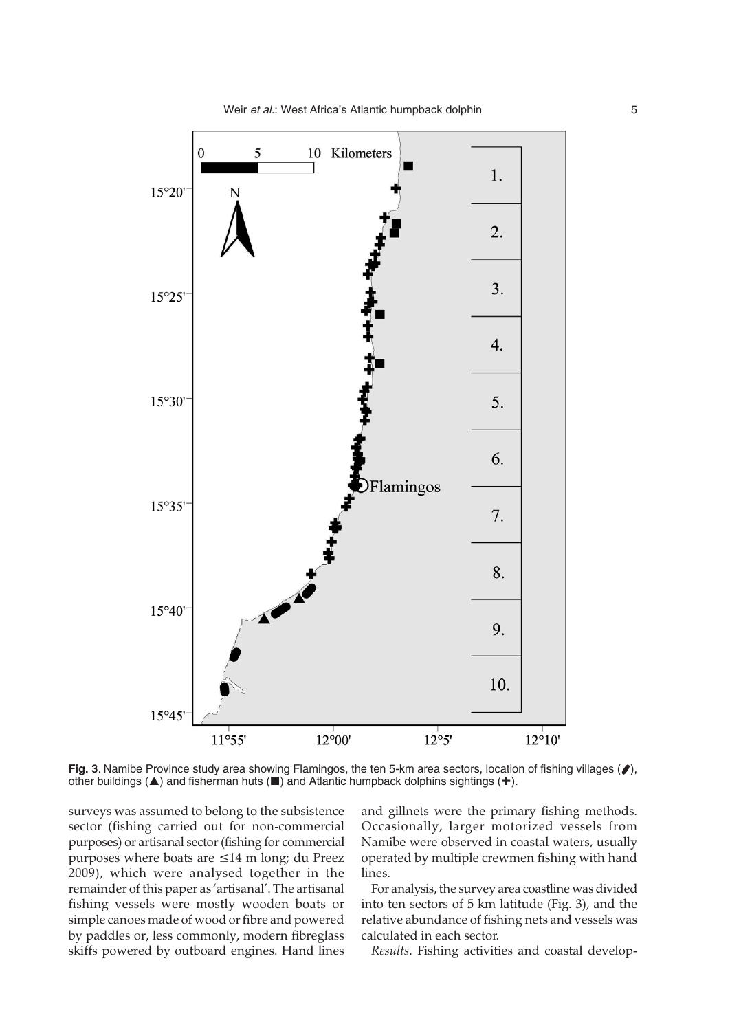**Fig. 3**. Namibe Province study area showing Flamingos, the ten 5-km area sectors, location of fishing villages (⬮), other buildings (▲) and fisherman huts (■) and Atlantic humpback dolphins sightings (✚).

surveys was assumed to belong to the subsistence sector (fishing carried out for non-commercial purposes) or artisanal sector (fishing for commercial purposes where boats are ≤14 m long; du Preez 2009), which were analysed together in the remainder of this paper as 'artisanal'. The artisanal fishing vessels were mostly wooden boats or simple canoes made of wood or fibre and powered by paddles or, less commonly, modern fibreglass skiffs powered by outboard engines. Hand lines and gillnets were the primary fishing methods. Occasionally, larger motorized vessels from Namibe were observed in coastal waters, usually operated by multiple crewmen fishing with hand lines.

For analysis, the survey area coastline was divided into ten sectors of 5 km latitude (Fig. 3), and the relative abundance of fishing nets and vessels was calculated in each sector.

*Results*. Fishing activities and coastal develop-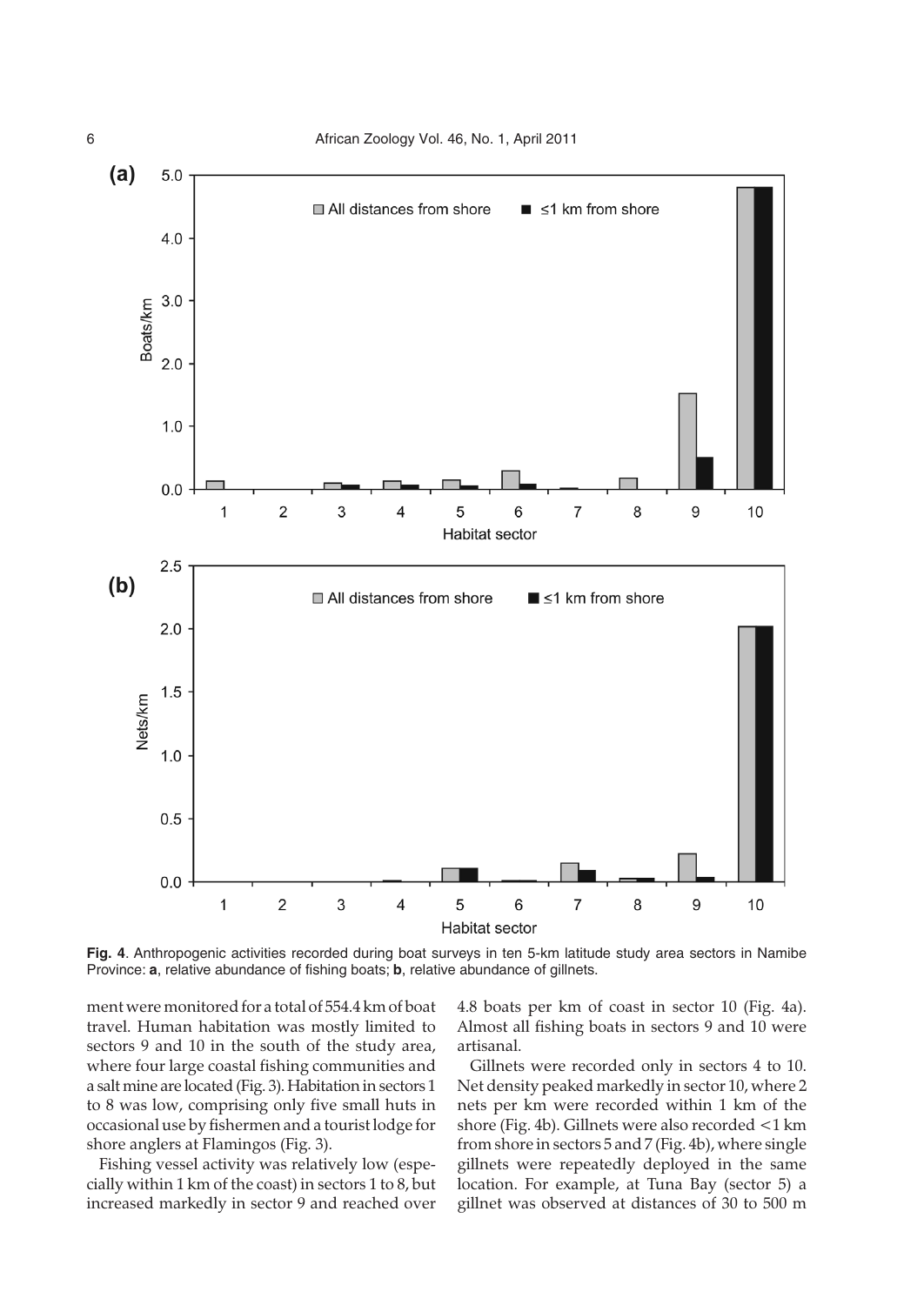**Fig. 4**. Anthropogenic activities recorded during boat surveys in ten 5-km latitude study area sectors in Namibe Province: **a**, relative abundance of fishing boats; **b**, relative abundance of gillnets.

ment were monitored for a total of 554.4 km of boat travel. Human habitation was mostly limited to sectors 9 and 10 in the south of the study area, where four large coastal fishing communities and a salt mine are located (Fig. 3). Habitation in sectors 1 to 8 was low, comprising only five small huts in occasional use by fishermen and a tourist lodge for shore anglers at Flamingos (Fig. 3).

Fishing vessel activity was relatively low (especially within 1 km of the coast) in sectors 1 to 8, but increased markedly in sector 9 and reached over 4.8 boats per km of coast in sector 10 (Fig. 4a). Almost all fishing boats in sectors 9 and 10 were artisanal.

Gillnets were recorded only in sectors 4 to 10. Net density peaked markedly in sector 10, where 2 nets per km were recorded within 1 km of the shore (Fig. 4b). Gillnets were also recorded <1 km from shore in sectors 5 and 7 (Fig. 4b), where single gillnets were repeatedly deployed in the same location. For example, at Tuna Bay (sector 5) a gillnet was observed at distances of 30 to 500 m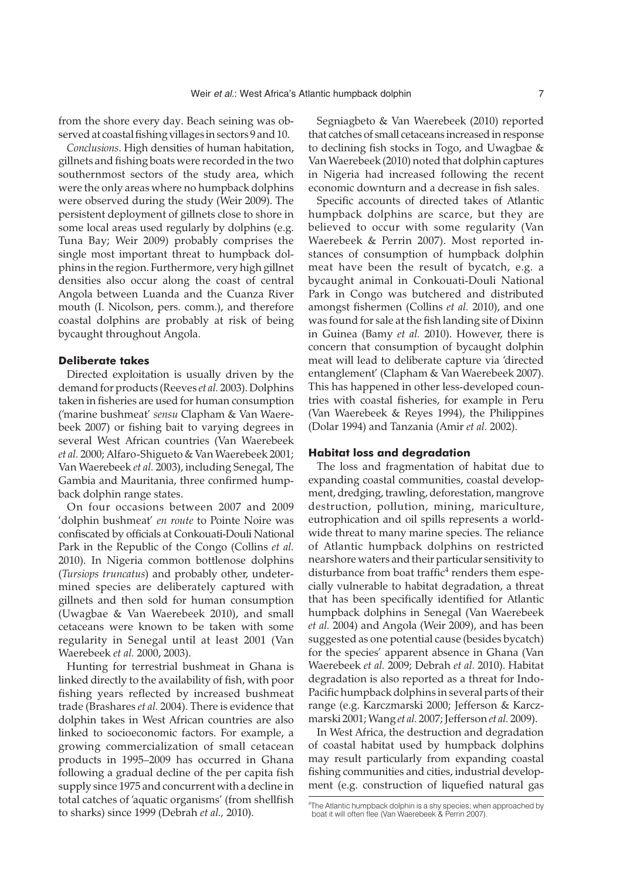from the shore every day. Beach seining was observed at coastal fishing villages in sectors 9 and 10.

*Conclusions*. High densities of human habitation, gillnets and fishing boats were recorded in the two southernmost sectors of the study area, which were the only areas where no humpback dolphins were observed during the study (Weir 2009). The persistent deployment of gillnets close to shore in some local areas used regularly by dolphins (e.g. Tuna Bay; Weir 2009) probably comprises the single most important threat to humpback dolphins in the region. Furthermore, very high gillnet densities also occur along the coast of central Angola between Luanda and the Cuanza River mouth (I. Nicolson, pers. comm.), and therefore coastal dolphins are probably at risk of being bycaught throughout Angola.

### Deliberate takes

Directed exploitation is usually driven by the demand for products (Reeves *et al.* 2003). Dolphins taken in fisheries are used for human consumption ('marine bushmeat' *sensu* Clapham & Van Waerebeek 2007) or fishing bait to varying degrees in several West African countries (Van Waerebeek *et al.* 2000; Alfaro-Shigueto & Van Waerebeek 2001; Van Waerebeek *et al.* 2003), including Senegal, The Gambia and Mauritania, three confirmed humpback dolphin range states.

On four occasions between 2007 and 2009 'dolphin bushmeat' *en route* to Pointe Noire was confiscated by officials at Conkouati-Douli National Park in the Republic of the Congo (Collins *et al.* 2010). In Nigeria common bottlenose dolphins (*Tursiops truncatus*) and probably other, undetermined species are deliberately captured with gillnets and then sold for human consumption (Uwagbae & Van Waerebeek 2010), and small cetaceans were known to be taken with some regularity in Senegal until at least 2001 (Van Waerebeek *et al.* 2000, 2003).

Hunting for terrestrial bushmeat in Ghana is linked directly to the availability of fish, with poor fishing years reflected by increased bushmeat trade (Brashares *et al.* 2004). There is evidence that dolphin takes in West African countries are also linked to socioeconomic factors. For example, a growing commercialization of small cetacean products in 1995–2009 has occurred in Ghana following a gradual decline of the per capita fish supply since 1975 and concurrent with a decline in total catches of 'aquatic organisms' (from shellfish to sharks) since 1999 (Debrah *et al.*, 2010).

Segniagbeto & Van Waerebeek (2010) reported that catches of small cetaceans increased in response to declining fish stocks in Togo, and Uwagbae & Van Waerebeek (2010) noted that dolphin captures in Nigeria had increased following the recent economic downturn and a decrease in fish sales.

Specific accounts of directed takes of Atlantic humpback dolphins are scarce, but they are believed to occur with some regularity (Van Waerebeek & Perrin 2007). Most reported instances of consumption of humpback dolphin meat have been the result of bycatch, e.g. a bycaught animal in Conkouati-Douli National Park in Congo was butchered and distributed amongst fishermen (Collins *et al.* 2010), and one was found for sale at the fish landing site of Dixinn in Guinea (Bamy *et al.* 2010). However, there is concern that consumption of bycaught dolphin meat will lead to deliberate capture via 'directed entanglement' (Clapham & Van Waerebeek 2007). This has happened in other less-developed countries with coastal fisheries, for example in Peru (Van Waerebeek & Reyes 1994), the Philippines (Dolar 1994) and Tanzania (Amir *et al.* 2002).

### Habitat loss and degradation

The loss and fragmentation of habitat due to expanding coastal communities, coastal development, dredging, trawling, deforestation, mangrove destruction, pollution, mining, mariculture, eutrophication and oil spills represents a worldwide threat to many marine species. The reliance of Atlantic humpback dolphins on restricted nearshore waters and their particular sensitivity to disturbance from boat traffic[4] renders them especially vulnerable to habitat degradation, a threat that has been specifically identified for Atlantic humpback dolphins in Senegal (Van Waerebeek *et al.* 2004) and Angola (Weir 2009), and has been suggested as one potential cause (besides bycatch) for the species' apparent absence in Ghana (Van Waerebeek *et al.* 2009; Debrah *et al.* 2010). Habitat degradation is also reported as a threat for Indo-Pacific humpback dolphins in several parts of their range (e.g. Karczmarski 2000; Jefferson & Karczmarski 2001; Wang *et al.* 2007; Jefferson *et al.* 2009).

In West Africa, the destruction and degradation of coastal habitat used by humpback dolphins may result particularly from expanding coastal fishing communities and cities, industrial development (e.g. construction of liquefied natural gas

[4]The Atlantic humpback dolphin is a shy species; when approached by boat it will often flee (Van Waerebeek & Perrin 2007).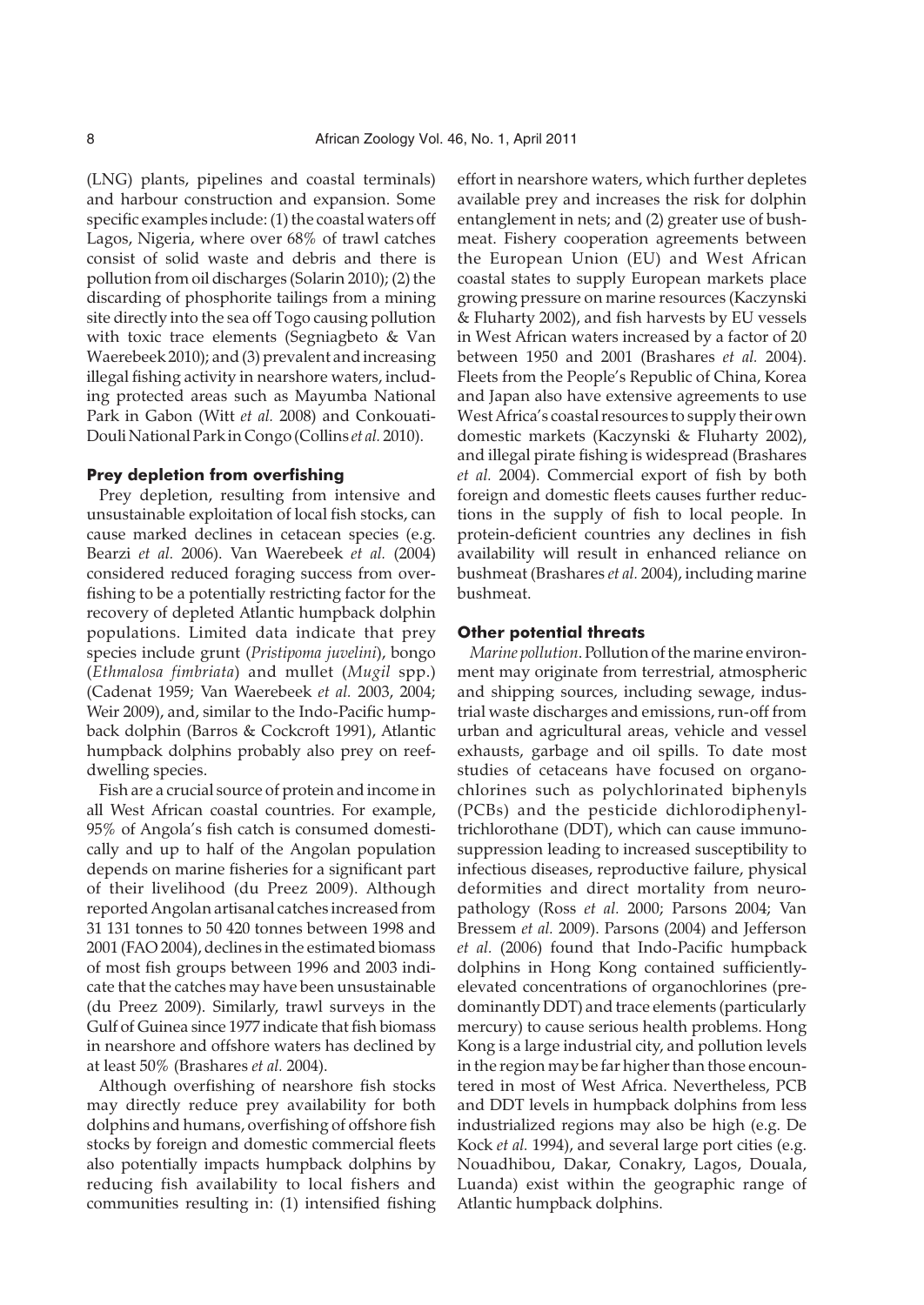(LNG) plants, pipelines and coastal terminals) and harbour construction and expansion. Some specific examples include: (1) the coastal waters off Lagos, Nigeria, where over 68% of trawl catches consist of solid waste and debris and there is pollution from oil discharges (Solarin 2010); (2) the discarding of phosphorite tailings from a mining site directly into the sea off Togo causing pollution with toxic trace elements (Segniagbeto & Van Waerebeek 2010); and (3) prevalent and increasing illegal fishing activity in nearshore waters, including protected areas such as Mayumba National Park in Gabon (Witt *et al.* 2008) and Conkouati-Douli National Park in Congo (Collins *et al.* 2010).

### Prey depletion from overfishing

Prey depletion, resulting from intensive and unsustainable exploitation of local fish stocks, can cause marked declines in cetacean species (e.g. Bearzi *et al.* 2006). Van Waerebeek *et al.* (2004) considered reduced foraging success from overfishing to be a potentially restricting factor for the recovery of depleted Atlantic humpback dolphin populations. Limited data indicate that prey species include grunt (*Pristipoma juvelini*), bongo (*Ethmalosa fimbriata*) and mullet (*Mugil* spp.) (Cadenat 1959; Van Waerebeek *et al.* 2003, 2004; Weir 2009), and, similar to the Indo-Pacific humpback dolphin (Barros & Cockcroft 1991), Atlantic humpback dolphins probably also prey on reef-dwelling species.

Fish are a crucial source of protein and income in all West African coastal countries. For example, 95% of Angola's fish catch is consumed domestically and up to half of the Angolan population depends on marine fisheries for a significant part of their livelihood (du Preez 2009). Although reported Angolan artisanal catches increased from 31 131 tonnes to 50 420 tonnes between 1998 and 2001 (FAO 2004), declines in the estimated biomass of most fish groups between 1996 and 2003 indicate that the catches may have been unsustainable (du Preez 2009). Similarly, trawl surveys in the Gulf of Guinea since 1977 indicate that fish biomass in nearshore and offshore waters has declined by at least 50% (Brashares *et al.* 2004).

Although overfishing of nearshore fish stocks may directly reduce prey availability for both dolphins and humans, overfishing of offshore fish stocks by foreign and domestic commercial fleets also potentially impacts humpback dolphins by reducing fish availability to local fishers and communities resulting in: (1) intensified fishing effort in nearshore waters, which further depletes available prey and increases the risk for dolphin entanglement in nets; and (2) greater use of bushmeat. Fishery cooperation agreements between the European Union (EU) and West African coastal states to supply European markets place growing pressure on marine resources (Kaczynski & Fluharty 2002), and fish harvests by EU vessels in West African waters increased by a factor of 20 between 1950 and 2001 (Brashares *et al.* 2004). Fleets from the People's Republic of China, Korea and Japan also have extensive agreements to use West Africa's coastal resources to supply their own domestic markets (Kaczynski & Fluharty 2002), and illegal pirate fishing is widespread (Brashares *et al.* 2004). Commercial export of fish by both foreign and domestic fleets causes further reductions in the supply of fish to local people. In protein-deficient countries any declines in fish availability will result in enhanced reliance on bushmeat (Brashares *et al.* 2004), including marine bushmeat.

### Other potential threats

*Marine pollution*. Pollution of the marine environment may originate from terrestrial, atmospheric and shipping sources, including sewage, industrial waste discharges and emissions, run-off from urban and agricultural areas, vehicle and vessel exhausts, garbage and oil spills. To date most studies of cetaceans have focused on organochlorines such as polychlorinated biphenyls (PCBs) and the pesticide dichlorodiphenyltrichlorothane (DDT), which can cause immunosuppression leading to increased susceptibility to infectious diseases, reproductive failure, physical deformities and direct mortality from neuropathology (Ross *et al.* 2000; Parsons 2004; Van Bressem *et al.* 2009). Parsons (2004) and Jefferson *et al.* (2006) found that Indo-Pacific humpback dolphins in Hong Kong contained sufficiently-elevated concentrations of organochlorines (predominantly DDT) and trace elements (particularly mercury) to cause serious health problems. Hong Kong is a large industrial city, and pollution levels in the region may be far higher than those encountered in most of West Africa. Nevertheless, PCB and DDT levels in humpback dolphins from less industrialized regions may also be high (e.g. De Kock *et al.* 1994), and several large port cities (e.g. Nouadhibou, Dakar, Conakry, Lagos, Douala, Luanda) exist within the geographic range of Atlantic humpback dolphins.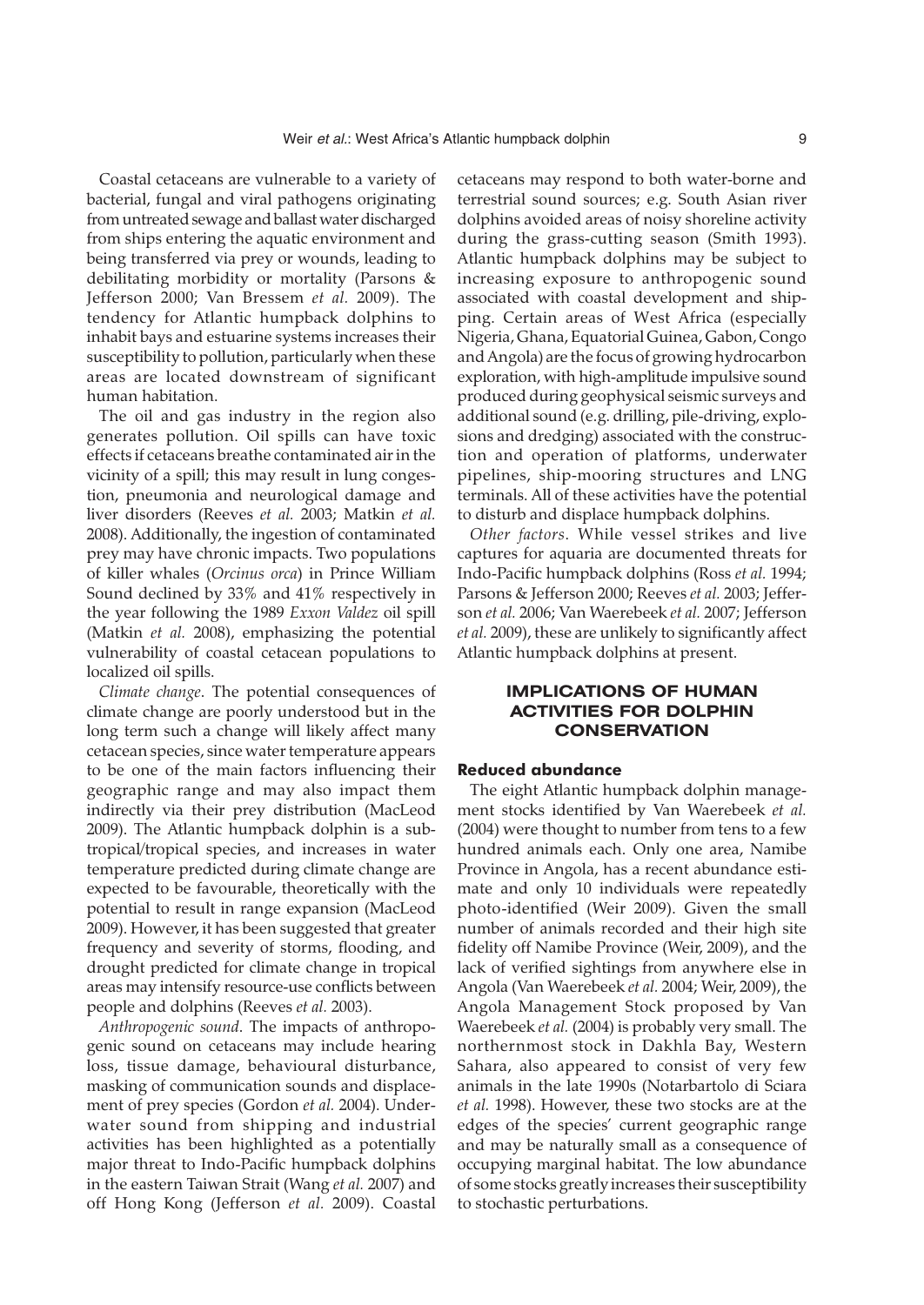Coastal cetaceans are vulnerable to a variety of bacterial, fungal and viral pathogens originating from untreated sewage and ballast water discharged from ships entering the aquatic environment and being transferred via prey or wounds, leading to debilitating morbidity or mortality (Parsons & Jefferson 2000; Van Bressem *et al.* 2009). The tendency for Atlantic humpback dolphins to inhabit bays and estuarine systems increases their susceptibility to pollution, particularly when these areas are located downstream of significant human habitation.

The oil and gas industry in the region also generates pollution. Oil spills can have toxic effects if cetaceans breathe contaminated air in the vicinity of a spill; this may result in lung congestion, pneumonia and neurological damage and liver disorders (Reeves *et al.* 2003; Matkin *et al.* 2008). Additionally, the ingestion of contaminated prey may have chronic impacts. Two populations of killer whales (*Orcinus orca*) in Prince William Sound declined by 33% and 41% respectively in the year following the 1989 *Exxon Valdez* oil spill (Matkin *et al.* 2008), emphasizing the potential vulnerability of coastal cetacean populations to localized oil spills.

*Climate change*. The potential consequences of climate change are poorly understood but in the long term such a change will likely affect many cetacean species, since water temperature appears to be one of the main factors influencing their geographic range and may also impact them indirectly via their prey distribution (MacLeod 2009). The Atlantic humpback dolphin is a subtropical/tropical species, and increases in water temperature predicted during climate change are expected to be favourable, theoretically with the potential to result in range expansion (MacLeod 2009). However, it has been suggested that greater frequency and severity of storms, flooding, and drought predicted for climate change in tropical areas may intensify resource-use conflicts between people and dolphins (Reeves *et al.* 2003).

*Anthropogenic sound*. The impacts of anthropogenic sound on cetaceans may include hearing loss, tissue damage, behavioural disturbance, masking of communication sounds and displacement of prey species (Gordon *et al.* 2004). Underwater sound from shipping and industrial activities has been highlighted as a potentially major threat to Indo-Pacific humpback dolphins in the eastern Taiwan Strait (Wang *et al.* 2007) and off Hong Kong (Jefferson *et al.* 2009). Coastal cetaceans may respond to both water-borne and terrestrial sound sources; e.g. South Asian river dolphins avoided areas of noisy shoreline activity during the grass-cutting season (Smith 1993). Atlantic humpback dolphins may be subject to increasing exposure to anthropogenic sound associated with coastal development and shipping. Certain areas of West Africa (especially Nigeria, Ghana, Equatorial Guinea, Gabon, Congo and Angola) are the focus of growing hydrocarbon exploration, with high-amplitude impulsive sound produced during geophysical seismic surveys and additional sound (e.g. drilling, pile-driving, explosions and dredging) associated with the construction and operation of platforms, underwater pipelines, ship-mooring structures and LNG terminals. All of these activities have the potential to disturb and displace humpback dolphins.

*Other factors*. While vessel strikes and live captures for aquaria are documented threats for Indo-Pacific humpback dolphins (Ross *et al.* 1994; Parsons & Jefferson 2000; Reeves *et al.* 2003; Jefferson *et al.* 2006; Van Waerebeek *et al.* 2007; Jefferson *et al.* 2009), these are unlikely to significantly affect Atlantic humpback dolphins at present.

## IMPLICATIONS OF HUMAN ACTIVITIES FOR DOLPHIN CONSERVATION

### Reduced abundance

The eight Atlantic humpback dolphin management stocks identified by Van Waerebeek *et al.* (2004) were thought to number from tens to a few hundred animals each. Only one area, Namibe Province in Angola, has a recent abundance estimate and only 10 individuals were repeatedly photo-identified (Weir 2009). Given the small number of animals recorded and their high site fidelity off Namibe Province (Weir, 2009), and the lack of verified sightings from anywhere else in Angola (Van Waerebeek *et al.* 2004; Weir, 2009), the Angola Management Stock proposed by Van Waerebeek *et al.* (2004) is probably very small. The northernmost stock in Dakhla Bay, Western Sahara, also appeared to consist of very few animals in the late 1990s (Notarbartolo di Sciara *et al.* 1998). However, these two stocks are at the edges of the species' current geographic range and may be naturally small as a consequence of occupying marginal habitat. The low abundance of some stocks greatly increases their susceptibility to stochastic perturbations.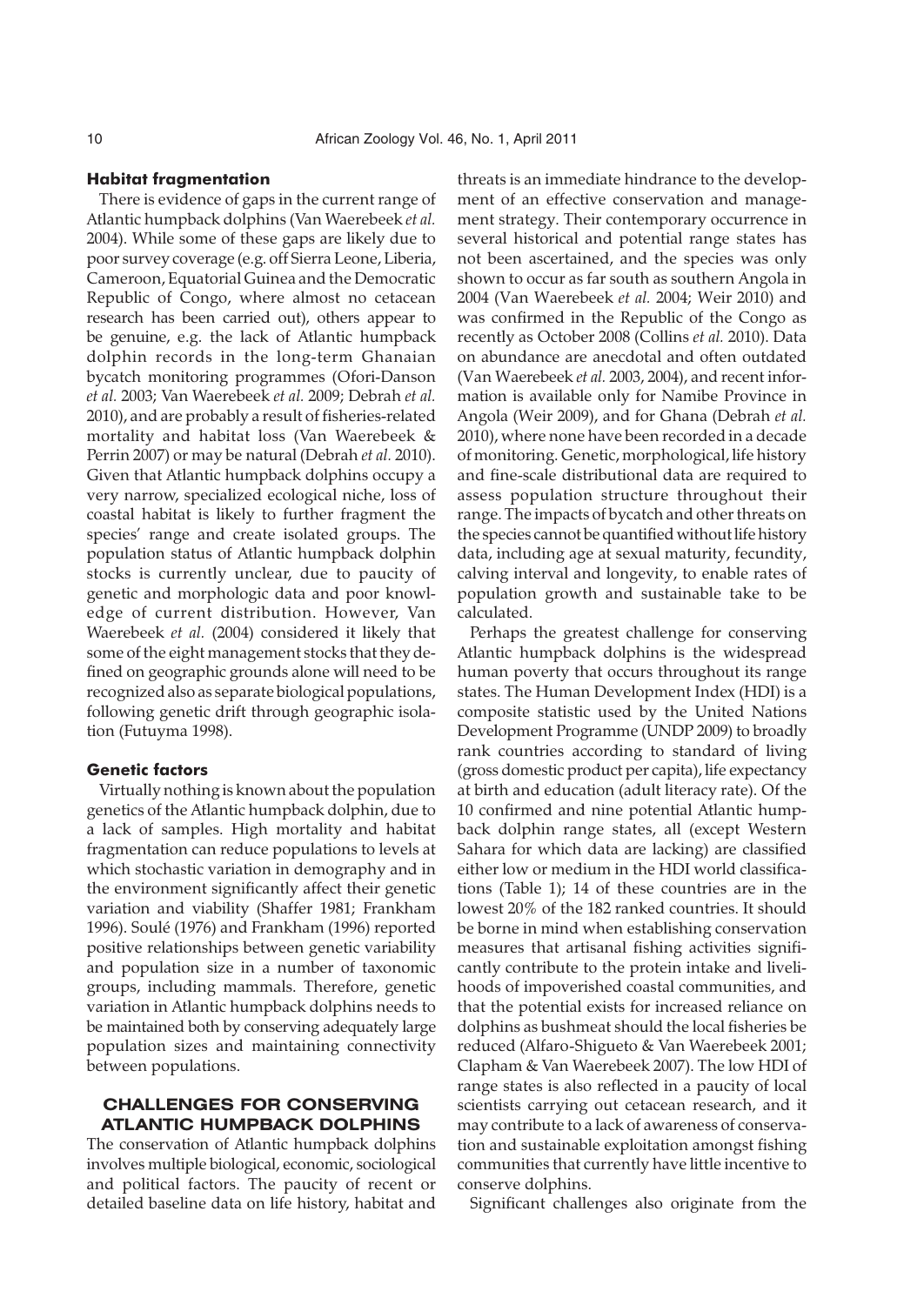### Habitat fragmentation

There is evidence of gaps in the current range of Atlantic humpback dolphins (Van Waerebeek *et al.* 2004). While some of these gaps are likely due to poor survey coverage (e.g. off Sierra Leone, Liberia, Cameroon, Equatorial Guinea and the Democratic Republic of Congo, where almost no cetacean research has been carried out), others appear to be genuine, e.g. the lack of Atlantic humpback dolphin records in the long-term Ghanaian bycatch monitoring programmes (Ofori-Danson *et al.* 2003; Van Waerebeek *et al.* 2009; Debrah *et al.* 2010), and are probably a result of fisheries-related mortality and habitat loss (Van Waerebeek & Perrin 2007) or may be natural (Debrah *et al.* 2010). Given that Atlantic humpback dolphins occupy a very narrow, specialized ecological niche, loss of coastal habitat is likely to further fragment the species' range and create isolated groups. The population status of Atlantic humpback dolphin stocks is currently unclear, due to paucity of genetic and morphologic data and poor knowledge of current distribution. However, Van Waerebeek *et al.* (2004) considered it likely that some of the eight management stocks that they defined on geographic grounds alone will need to be recognized also as separate biological populations, following genetic drift through geographic isolation (Futuyma 1998).

### Genetic factors

Virtually nothing is known about the population genetics of the Atlantic humpback dolphin, due to a lack of samples. High mortality and habitat fragmentation can reduce populations to levels at which stochastic variation in demography and in the environment significantly affect their genetic variation and viability (Shaffer 1981; Frankham 1996). Soulé (1976) and Frankham (1996) reported positive relationships between genetic variability and population size in a number of taxonomic groups, including mammals. Therefore, genetic variation in Atlantic humpback dolphins needs to be maintained both by conserving adequately large population sizes and maintaining connectivity between populations.

## CHALLENGES FOR CONSERVING ATLANTIC HUMPBACK DOLPHINS

The conservation of Atlantic humpback dolphins involves multiple biological, economic, sociological and political factors. The paucity of recent or detailed baseline data on life history, habitat and threats is an immediate hindrance to the development of an effective conservation and management strategy. Their contemporary occurrence in several historical and potential range states has not been ascertained, and the species was only shown to occur as far south as southern Angola in 2004 (Van Waerebeek *et al.* 2004; Weir 2010) and was confirmed in the Republic of the Congo as recently as October 2008 (Collins *et al.* 2010). Data on abundance are anecdotal and often outdated (Van Waerebeek *et al.* 2003, 2004), and recent information is available only for Namibe Province in Angola (Weir 2009), and for Ghana (Debrah *et al.* 2010), where none have been recorded in a decade of monitoring. Genetic, morphological, life history and fine-scale distributional data are required to assess population structure throughout their range. The impacts of bycatch and other threats on the species cannot be quantified without life history data, including age at sexual maturity, fecundity, calving interval and longevity, to enable rates of population growth and sustainable take to be calculated.

Perhaps the greatest challenge for conserving Atlantic humpback dolphins is the widespread human poverty that occurs throughout its range states. The Human Development Index (HDI) is a composite statistic used by the United Nations Development Programme (UNDP 2009) to broadly rank countries according to standard of living (gross domestic product per capita), life expectancy at birth and education (adult literacy rate). Of the 10 confirmed and nine potential Atlantic humpback dolphin range states, all (except Western Sahara for which data are lacking) are classified either low or medium in the HDI world classifications (Table 1); 14 of these countries are in the lowest 20% of the 182 ranked countries. It should be borne in mind when establishing conservation measures that artisanal fishing activities significantly contribute to the protein intake and livelihoods of impoverished coastal communities, and that the potential exists for increased reliance on dolphins as bushmeat should the local fisheries be reduced (Alfaro-Shigueto & Van Waerebeek 2001; Clapham & Van Waerebeek 2007). The low HDI of range states is also reflected in a paucity of local scientists carrying out cetacean research, and it may contribute to a lack of awareness of conservation and sustainable exploitation amongst fishing communities that currently have little incentive to conserve dolphins.

Significant challenges also originate from the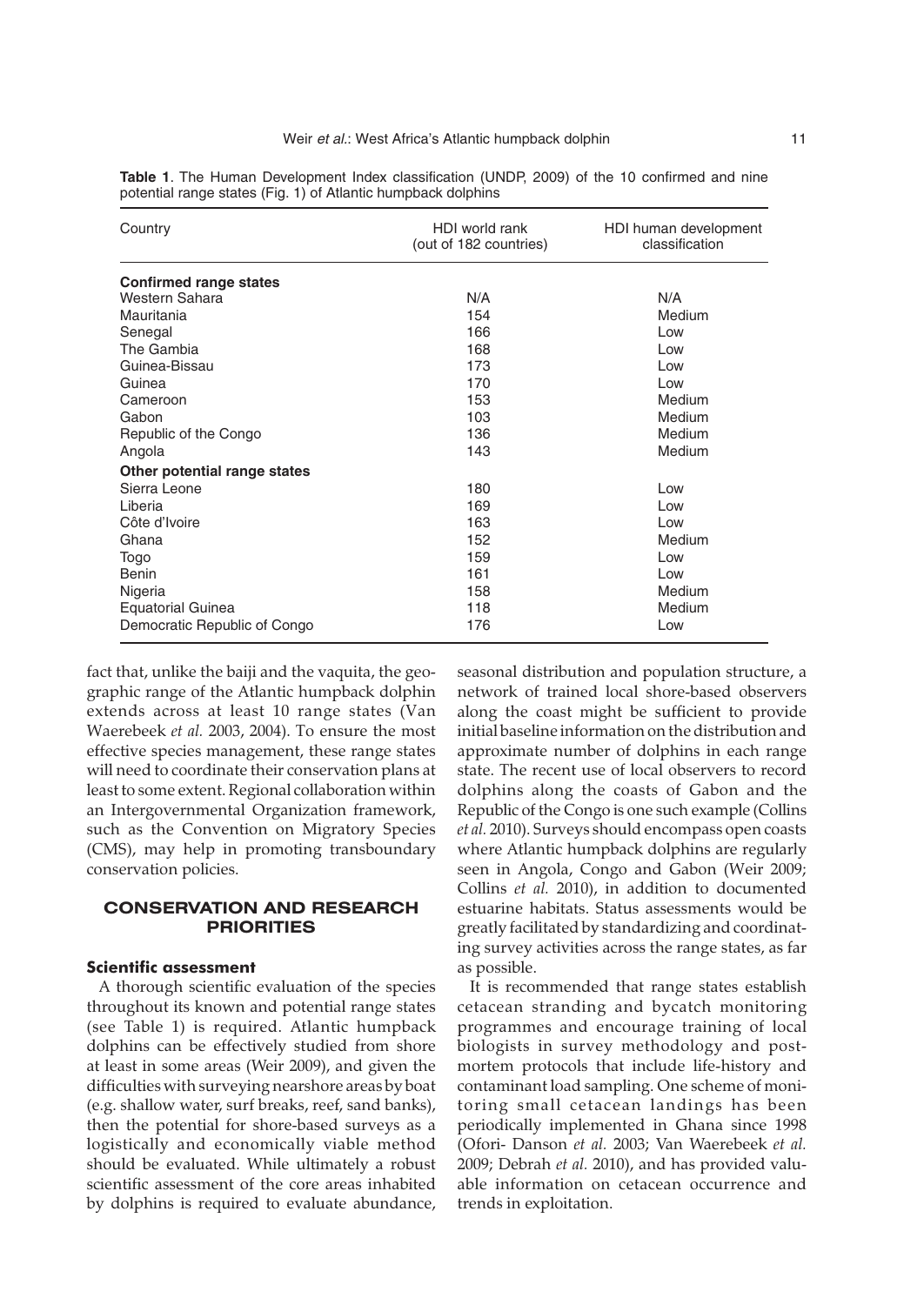**Table 1**. The Human Development Index classification (UNDP, 2009) of the 10 confirmed and nine potential range states (Fig. 1) of Atlantic humpback dolphins

| Country | HDI world rank (out of 182 countries) | HDI human development classification |
|---|---|---|
| **Confirmed range states** | | |
| Western Sahara | N/A | N/A |
| Mauritania | 154 | Medium |
| Senegal | 166 | Low |
| The Gambia | 168 | Low |
| Guinea-Bissau | 173 | Low |
| Guinea | 170 | Low |
| Cameroon | 153 | Medium |
| Gabon | 103 | Medium |
| Republic of the Congo | 136 | Medium |
| Angola | 143 | Medium |
| **Other potential range states** | | |
| Sierra Leone | 180 | Low |
| Liberia | 169 | Low |
| Côte d'Ivoire | 163 | Low |
| Ghana | 152 | Medium |
| Togo | 159 | Low |
| Benin | 161 | Low |
| Nigeria | 158 | Medium |
| Equatorial Guinea | 118 | Medium |
| Democratic Republic of Congo | 176 | Low |

fact that, unlike the baiji and the vaquita, the geographic range of the Atlantic humpback dolphin extends across at least 10 range states (Van Waerebeek *et al.* 2003, 2004). To ensure the most effective species management, these range states will need to coordinate their conservation plans at least to some extent. Regional collaboration within an Intergovernmental Organization framework, such as the Convention on Migratory Species (CMS), may help in promoting transboundary conservation policies.

## CONSERVATION AND RESEARCH PRIORITIES

### Scientific assessment

A thorough scientific evaluation of the species throughout its known and potential range states (see Table 1) is required. Atlantic humpback dolphins can be effectively studied from shore at least in some areas (Weir 2009), and given the difficulties with surveying nearshore areas by boat (e.g. shallow water, surf breaks, reef, sand banks), then the potential for shore-based surveys as a logistically and economically viable method should be evaluated. While ultimately a robust scientific assessment of the core areas inhabited by dolphins is required to evaluate abundance, seasonal distribution and population structure, a network of trained local shore-based observers along the coast might be sufficient to provide initial baseline information on the distribution and approximate number of dolphins in each range state. The recent use of local observers to record dolphins along the coasts of Gabon and the Republic of the Congo is one such example (Collins *et al.* 2010). Surveys should encompass open coasts where Atlantic humpback dolphins are regularly seen in Angola, Congo and Gabon (Weir 2009; Collins *et al.* 2010), in addition to documented estuarine habitats. Status assessments would be greatly facilitated by standardizing and coordinating survey activities across the range states, as far as possible.

It is recommended that range states establish cetacean stranding and bycatch monitoring programmes and encourage training of local biologists in survey methodology and post-mortem protocols that include life-history and contaminant load sampling. One scheme of monitoring small cetacean landings has been periodically implemented in Ghana since 1998 (Ofori- Danson *et al.* 2003; Van Waerebeek *et al.* 2009; Debrah *et al.* 2010), and has provided valuable information on cetacean occurrence and trends in exploitation.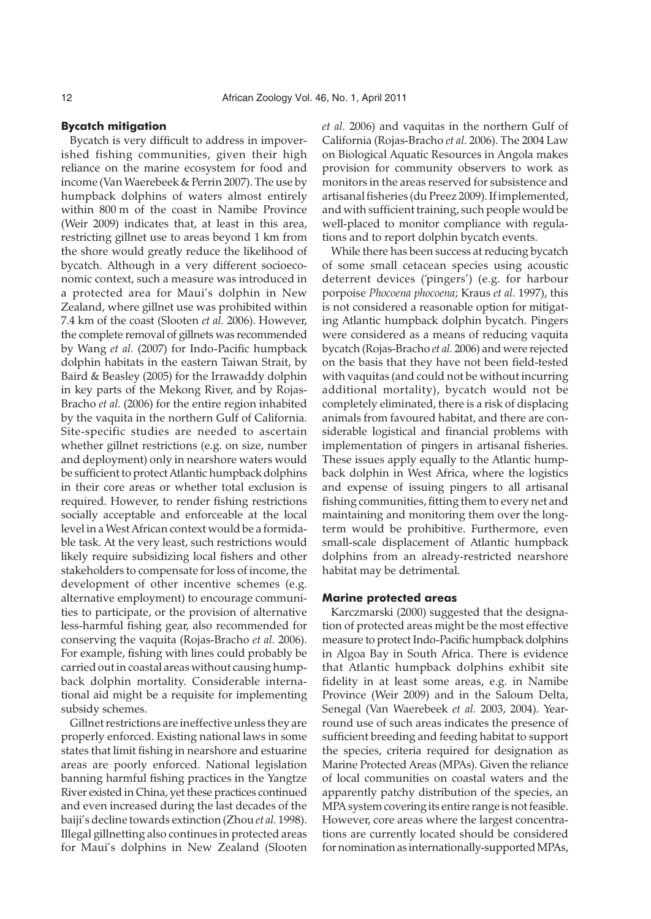### Bycatch mitigation

Bycatch is very difficult to address in impoverished fishing communities, given their high reliance on the marine ecosystem for food and income (Van Waerebeek & Perrin 2007). The use by humpback dolphins of waters almost entirely within 800 m of the coast in Namibe Province (Weir 2009) indicates that, at least in this area, restricting gillnet use to areas beyond 1 km from the shore would greatly reduce the likelihood of bycatch. Although in a very different socioeconomic context, such a measure was introduced in a protected area for Maui's dolphin in New Zealand, where gillnet use was prohibited within 7.4 km of the coast (Slooten *et al.* 2006). However, the complete removal of gillnets was recommended by Wang *et al.* (2007) for Indo-Pacific humpback dolphin habitats in the eastern Taiwan Strait, by Baird & Beasley (2005) for the Irrawaddy dolphin in key parts of the Mekong River, and by Rojas-Bracho *et al.* (2006) for the entire region inhabited by the vaquita in the northern Gulf of California. Site-specific studies are needed to ascertain whether gillnet restrictions (e.g. on size, number and deployment) only in nearshore waters would be sufficient to protect Atlantic humpback dolphins in their core areas or whether total exclusion is required. However, to render fishing restrictions socially acceptable and enforceable at the local level in a West African context would be a formidable task. At the very least, such restrictions would likely require subsidizing local fishers and other stakeholders to compensate for loss of income, the development of other incentive schemes (e.g. alternative employment) to encourage communities to participate, or the provision of alternative less-harmful fishing gear, also recommended for conserving the vaquita (Rojas-Bracho *et al.* 2006). For example, fishing with lines could probably be carried out in coastal areas without causing humpback dolphin mortality. Considerable international aid might be a requisite for implementing subsidy schemes.

Gillnet restrictions are ineffective unless they are properly enforced. Existing national laws in some states that limit fishing in nearshore and estuarine areas are poorly enforced. National legislation banning harmful fishing practices in the Yangtze River existed in China, yet these practices continued and even increased during the last decades of the baiji's decline towards extinction (Zhou *et al.* 1998). Illegal gillnetting also continues in protected areas for Maui's dolphins in New Zealand (Slooten *et al.* 2006) and vaquitas in the northern Gulf of California (Rojas-Bracho *et al.* 2006). The 2004 Law on Biological Aquatic Resources in Angola makes provision for community observers to work as monitors in the areas reserved for subsistence and artisanal fisheries (du Preez 2009). If implemented, and with sufficient training, such people would be well-placed to monitor compliance with regulations and to report dolphin bycatch events.

While there has been success at reducing bycatch of some small cetacean species using acoustic deterrent devices ('pingers') (e.g. for harbour porpoise *Phocoena phocoena*; Kraus *et al.* 1997), this is not considered a reasonable option for mitigating Atlantic humpback dolphin bycatch. Pingers were considered as a means of reducing vaquita bycatch (Rojas-Bracho *et al.* 2006) and were rejected on the basis that they have not been field-tested with vaquitas (and could not be without incurring additional mortality), bycatch would not be completely eliminated, there is a risk of displacing animals from favoured habitat, and there are considerable logistical and financial problems with implementation of pingers in artisanal fisheries. These issues apply equally to the Atlantic humpback dolphin in West Africa, where the logistics and expense of issuing pingers to all artisanal fishing communities, fitting them to every net and maintaining and monitoring them over the long-term would be prohibitive. Furthermore, even small-scale displacement of Atlantic humpback dolphins from an already-restricted nearshore habitat may be detrimental.

### Marine protected areas

Karczmarski (2000) suggested that the designation of protected areas might be the most effective measure to protect Indo-Pacific humpback dolphins in Algoa Bay in South Africa. There is evidence that Atlantic humpback dolphins exhibit site fidelity in at least some areas, e.g. in Namibe Province (Weir 2009) and in the Saloum Delta, Senegal (Van Waerebeek *et al.* 2003, 2004). Year-round use of such areas indicates the presence of sufficient breeding and feeding habitat to support the species, criteria required for designation as Marine Protected Areas (MPAs). Given the reliance of local communities on coastal waters and the apparently patchy distribution of the species, an MPA system covering its entire range is not feasible. However, core areas where the largest concentrations are currently located should be considered for nomination as internationally-supported MPAs,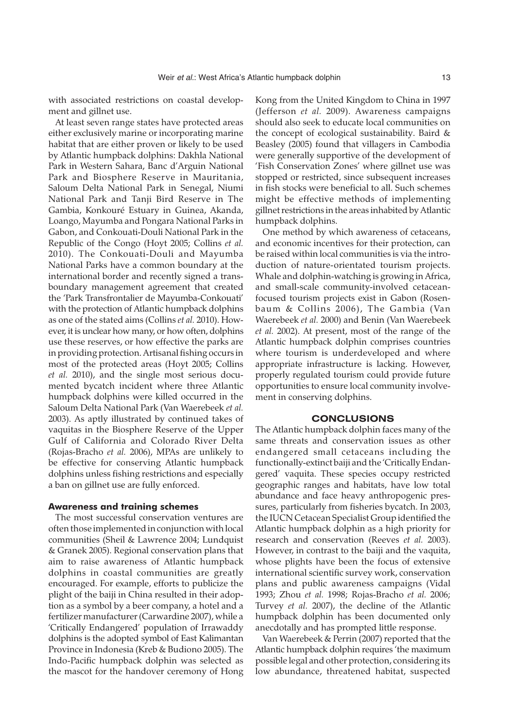with associated restrictions on coastal development and gillnet use.

At least seven range states have protected areas either exclusively marine or incorporating marine habitat that are either proven or likely to be used by Atlantic humpback dolphins: Dakhla National Park in Western Sahara, Banc d'Arguin National Park and Biosphere Reserve in Mauritania, Saloum Delta National Park in Senegal, Niumi National Park and Tanji Bird Reserve in The Gambia, Konkouré Estuary in Guinea, Akanda, Loango, Mayumba and Pongara National Parks in Gabon, and Conkouati-Douli National Park in the Republic of the Congo (Hoyt 2005; Collins *et al.* 2010). The Conkouati-Douli and Mayumba National Parks have a common boundary at the international border and recently signed a transboundary management agreement that created the 'Park Transfrontalier de Mayumba-Conkouati' with the protection of Atlantic humpback dolphins as one of the stated aims (Collins *et al.* 2010). However, it is unclear how many, or how often, dolphins use these reserves, or how effective the parks are in providing protection. Artisanal fishing occurs in most of the protected areas (Hoyt 2005; Collins *et al.* 2010), and the single most serious documented bycatch incident where three Atlantic humpback dolphins were killed occurred in the Saloum Delta National Park (Van Waerebeek *et al.* 2003). As aptly illustrated by continued takes of vaquitas in the Biosphere Reserve of the Upper Gulf of California and Colorado River Delta (Rojas-Bracho *et al.* 2006), MPAs are unlikely to be effective for conserving Atlantic humpback dolphins unless fishing restrictions and especially a ban on gillnet use are fully enforced.

### Awareness and training schemes

The most successful conservation ventures are often those implemented in conjunction with local communities (Sheil & Lawrence 2004; Lundquist & Granek 2005). Regional conservation plans that aim to raise awareness of Atlantic humpback dolphins in coastal communities are greatly encouraged. For example, efforts to publicize the plight of the baiji in China resulted in their adoption as a symbol by a beer company, a hotel and a fertilizer manufacturer (Carwardine 2007), while a 'Critically Endangered' population of Irrawaddy dolphins is the adopted symbol of East Kalimantan Province in Indonesia (Kreb & Budiono 2005). The Indo-Pacific humpback dolphin was selected as the mascot for the handover ceremony of Hong Kong from the United Kingdom to China in 1997 (Jefferson *et al.* 2009). Awareness campaigns should also seek to educate local communities on the concept of ecological sustainability. Baird & Beasley (2005) found that villagers in Cambodia were generally supportive of the development of 'Fish Conservation Zones' where gillnet use was stopped or restricted, since subsequent increases in fish stocks were beneficial to all. Such schemes might be effective methods of implementing gillnet restrictions in the areas inhabited by Atlantic humpback dolphins.

One method by which awareness of cetaceans, and economic incentives for their protection, can be raised within local communities is via the introduction of nature-orientated tourism projects. Whale and dolphin-watching is growing in Africa, and small-scale community-involved cetacean-focused tourism projects exist in Gabon (Rosenbaum & Collins 2006), The Gambia (Van Waerebeek *et al.* 2000) and Benin (Van Waerebeek *et al.* 2002). At present, most of the range of the Atlantic humpback dolphin comprises countries where tourism is underdeveloped and where appropriate infrastructure is lacking. However, properly regulated tourism could provide future opportunities to ensure local community involvement in conserving dolphins.

## CONCLUSIONS

The Atlantic humpback dolphin faces many of the same threats and conservation issues as other endangered small cetaceans including the functionally-extinct baiji and the 'Critically Endangered' vaquita. These species occupy restricted geographic ranges and habitats, have low total abundance and face heavy anthropogenic pressures, particularly from fisheries bycatch. In 2003, the IUCN Cetacean Specialist Group identified the Atlantic humpback dolphin as a high priority for research and conservation (Reeves *et al.* 2003). However, in contrast to the baiji and the vaquita, whose plights have been the focus of extensive international scientific survey work, conservation plans and public awareness campaigns (Vidal 1993; Zhou *et al.* 1998; Rojas-Bracho *et al.* 2006; Turvey *et al.* 2007), the decline of the Atlantic humpback dolphin has been documented only anecdotally and has prompted little response.

Van Waerebeek & Perrin (2007) reported that the Atlantic humpback dolphin requires 'the maximum possible legal and other protection, considering its low abundance, threatened habitat, suspected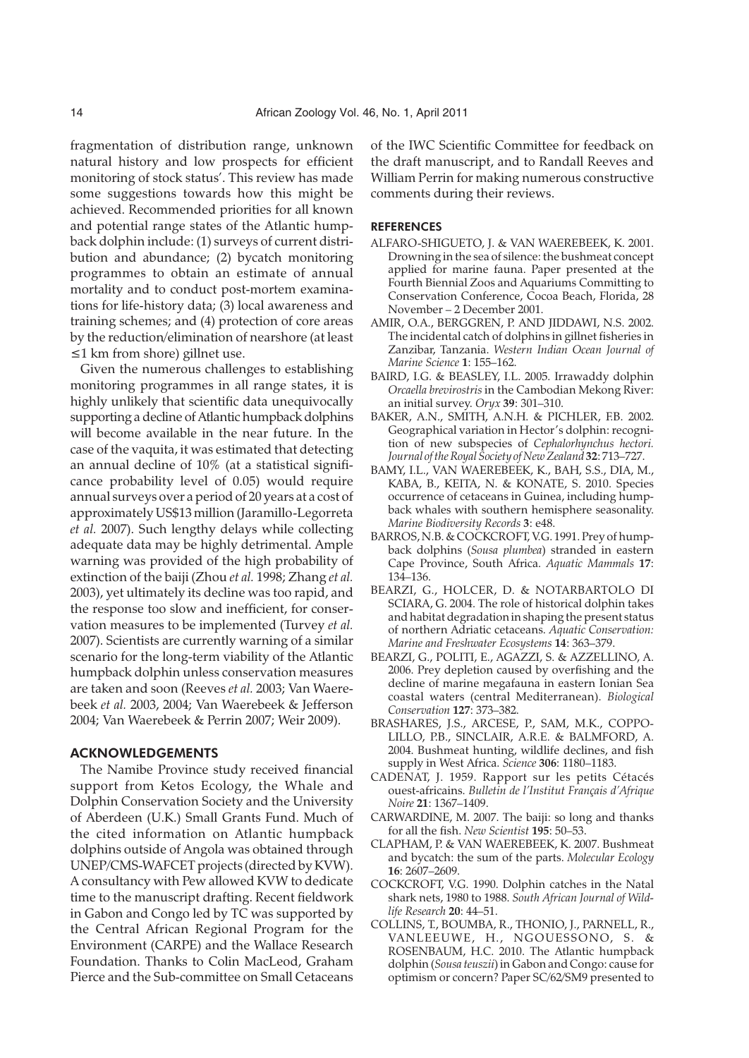fragmentation of distribution range, unknown natural history and low prospects for efficient monitoring of stock status'. This review has made some suggestions towards how this might be achieved. Recommended priorities for all known and potential range states of the Atlantic humpback dolphin include: (1) surveys of current distribution and abundance; (2) bycatch monitoring programmes to obtain an estimate of annual mortality and to conduct post-mortem examinations for life-history data; (3) local awareness and training schemes; and (4) protection of core areas by the reduction/elimination of nearshore (at least ≤1 km from shore) gillnet use.

Given the numerous challenges to establishing monitoring programmes in all range states, it is highly unlikely that scientific data unequivocally supporting a decline of Atlantic humpback dolphins will become available in the near future. In the case of the vaquita, it was estimated that detecting an annual decline of 10% (at a statistical significance probability level of 0.05) would require annual surveys over a period of 20 years at a cost of approximately US$13 million (Jaramillo-Legorreta *et al.* 2007). Such lengthy delays while collecting adequate data may be highly detrimental. Ample warning was provided of the high probability of extinction of the baiji (Zhou *et al.* 1998; Zhang *et al.* 2003), yet ultimately its decline was too rapid, and the response too slow and inefficient, for conservation measures to be implemented (Turvey *et al.* 2007). Scientists are currently warning of a similar scenario for the long-term viability of the Atlantic humpback dolphin unless conservation measures are taken and soon (Reeves *et al.* 2003; Van Waerebeek *et al.* 2003, 2004; Van Waerebeek & Jefferson 2004; Van Waerebeek & Perrin 2007; Weir 2009).

## ACKNOWLEDGEMENTS

The Namibe Province study received financial support from Ketos Ecology, the Whale and Dolphin Conservation Society and the University of Aberdeen (U.K.) Small Grants Fund. Much of the cited information on Atlantic humpback dolphins outside of Angola was obtained through UNEP/CMS-WAFCET projects (directed by KVW). A consultancy with Pew allowed KVW to dedicate time to the manuscript drafting. Recent fieldwork in Gabon and Congo led by TC was supported by the Central African Regional Program for the Environment (CARPE) and the Wallace Research Foundation. Thanks to Colin MacLeod, Graham Pierce and the Sub-committee on Small Cetaceans of the IWC Scientific Committee for feedback on the draft manuscript, and to Randall Reeves and William Perrin for making numerous constructive comments during their reviews.

## REFERENCES

ALFARO-SHIGUETO, J. & VAN WAEREBEEK, K. 2001. Drowning in the sea of silence: the bushmeat concept applied for marine fauna. Paper presented at the Fourth Biennial Zoos and Aquariums Committing to Conservation Conference, Cocoa Beach, Florida, 28 November – 2 December 2001.

AMIR, O.A., BERGGREN, P. AND JIDDAWI, N.S. 2002. The incidental catch of dolphins in gillnet fisheries in Zanzibar, Tanzania. *Western Indian Ocean Journal of Marine Science* **1**: 155–162.

BAIRD, I.G. & BEASLEY, I.L. 2005. Irrawaddy dolphin *Orcaella brevirostris* in the Cambodian Mekong River: an initial survey. *Oryx* **39**: 301–310.

BAKER, A.N., SMITH, A.N.H. & PICHLER, F.B. 2002. Geographical variation in Hector's dolphin: recognition of new subspecies of *Cephalorhynchus hectori*. *Journal of the Royal Society of New Zealand* **32**: 713–727.

BAMY, I.L., VAN WAEREBEEK, K., BAH, S.S., DIA, M., KABA, B., KEITA, N. & KONATE, S. 2010. Species occurrence of cetaceans in Guinea, including humpback whales with southern hemisphere seasonality. *Marine Biodiversity Records* **3**: e48.

BARROS, N.B. & COCKCROFT, V.G. 1991. Prey of humpback dolphins (*Sousa plumbea*) stranded in eastern Cape Province, South Africa. *Aquatic Mammals* **17**: 134–136.

BEARZI, G., HOLCER, D. & NOTARBARTOLO DI SCIARA, G. 2004. The role of historical dolphin takes and habitat degradation in shaping the present status of northern Adriatic cetaceans. *Aquatic Conservation: Marine and Freshwater Ecosystems* **14**: 363–379.

BEARZI, G., POLITI, E., AGAZZI, S. & AZZELLINO, A. 2006. Prey depletion caused by overfishing and the decline of marine megafauna in eastern Ionian Sea coastal waters (central Mediterranean). *Biological Conservation* **127**: 373–382.

BRASHARES, J.S., ARCESE, P., SAM, M.K., COPPOLILLO, P.B., SINCLAIR, A.R.E. & BALMFORD, A. 2004. Bushmeat hunting, wildlife declines, and fish supply in West Africa. *Science* **306**: 1180–1183.

CADENAT, J. 1959. Rapport sur les petits Cétacés ouest-africains. *Bulletin de l'Institut Français d'Afrique Noire* **21**: 1367–1409.

CARWARDINE, M. 2007. The baiji: so long and thanks for all the fish. *New Scientist* **195**: 50–53.

CLAPHAM, P. & VAN WAEREBEEK, K. 2007. Bushmeat and bycatch: the sum of the parts. *Molecular Ecology* **16**: 2607–2609.

COCKCROFT, V.G. 1990. Dolphin catches in the Natal shark nets, 1980 to 1988. *South African Journal of Wildlife Research* **20**: 44–51.

COLLINS, T., BOUMBA, R., THONIO, J., PARNELL, R., VANLEEUWE, H., NGOUESSONO, S. & ROSENBAUM, H.C. 2010. The Atlantic humpback dolphin (*Sousa teuszii*) in Gabon and Congo: cause for optimism or concern? Paper SC/62/SM9 presented to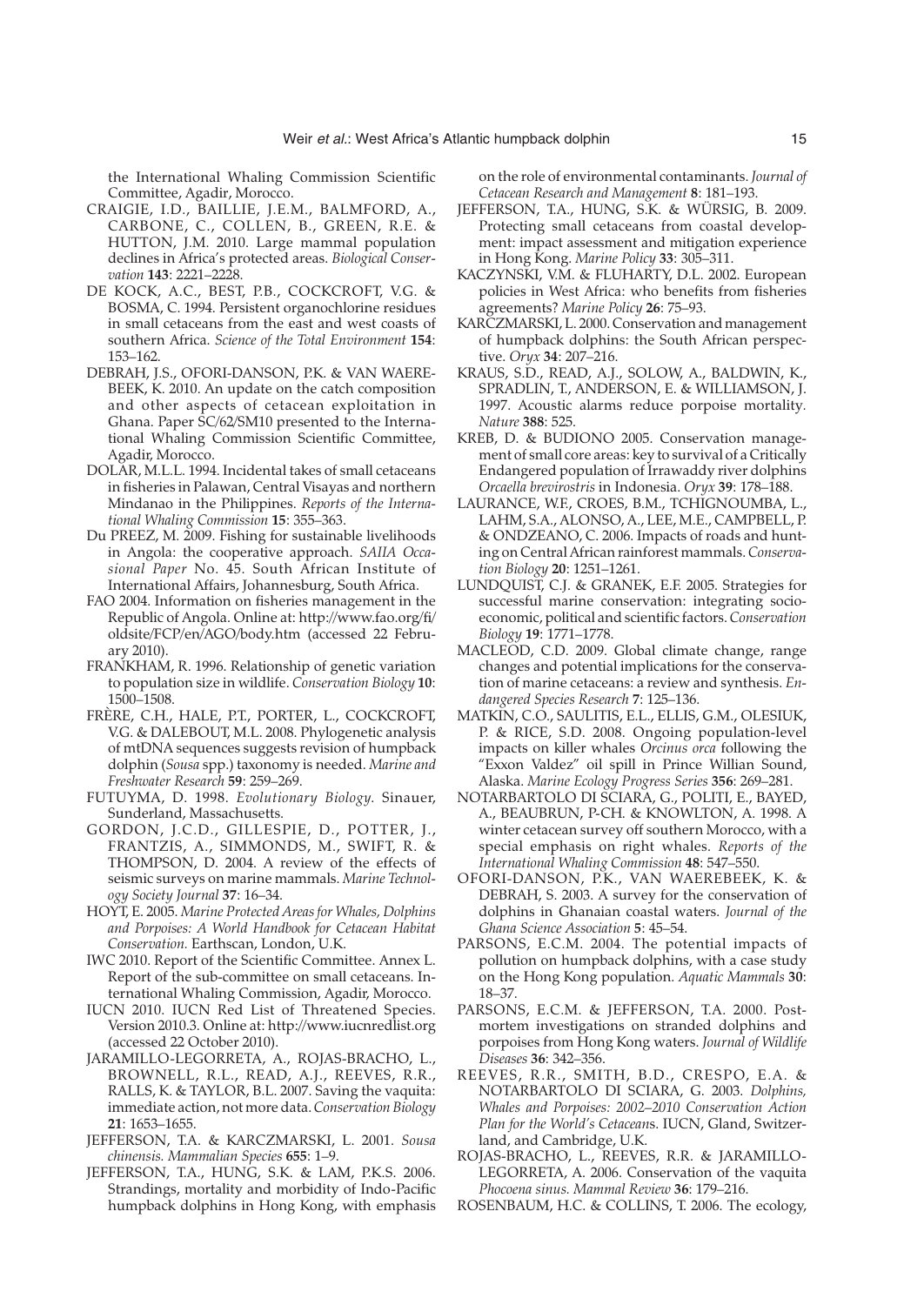the International Whaling Commission Scientific Committee, Agadir, Morocco.

CRAIGIE, I.D., BAILLIE, J.E.M., BALMFORD, A., CARBONE, C., COLLEN, B., GREEN, R.E. & HUTTON, J.M. 2010. Large mammal population declines in Africa's protected areas. *Biological Conservation* **143**: 2221–2228.

DE KOCK, A.C., BEST, P.B., COCKCROFT, V.G. & BOSMA, C. 1994. Persistent organochlorine residues in small cetaceans from the east and west coasts of southern Africa. *Science of the Total Environment* **154**: 153–162.

DEBRAH, J.S., OFORI-DANSON, P.K. & VAN WAEREBEEK, K. 2010. An update on the catch composition and other aspects of cetacean exploitation in Ghana. Paper SC/62/SM10 presented to the International Whaling Commission Scientific Committee, Agadir, Morocco.

DOLAR, M.L.L. 1994. Incidental takes of small cetaceans in fisheries in Palawan, Central Visayas and northern Mindanao in the Philippines. *Reports of the International Whaling Commission* **15**: 355–363.

Du PREEZ, M. 2009. Fishing for sustainable livelihoods in Angola: the cooperative approach. *SAIIA Occasional Paper* No. 45. South African Institute of International Affairs, Johannesburg, South Africa.

FAO 2004. Information on fisheries management in the Republic of Angola. Online at: http://www.fao.org/fi/oldsite/FCP/en/AGO/body.htm (accessed 22 February 2010).

FRANKHAM, R. 1996. Relationship of genetic variation to population size in wildlife. *Conservation Biology* **10**: 1500–1508.

FRÈRE, C.H., HALE, P.T., PORTER, L., COCKCROFT, V.G. & DALEBOUT, M.L. 2008. Phylogenetic analysis of mtDNA sequences suggests revision of humpback dolphin (*Sousa* spp.) taxonomy is needed. *Marine and Freshwater Research* **59**: 259–269.

FUTUYMA, D. 1998. *Evolutionary Biology*. Sinauer, Sunderland, Massachusetts.

GORDON, J.C.D., GILLESPIE, D., POTTER, J., FRANTZIS, A., SIMMONDS, M., SWIFT, R. & THOMPSON, D. 2004. A review of the effects of seismic surveys on marine mammals. *Marine Technology Society Journal* **37**: 16–34.

HOYT, E. 2005. *Marine Protected Areas for Whales, Dolphins and Porpoises: A World Handbook for Cetacean Habitat Conservation*. Earthscan, London, U.K.

IWC 2010. Report of the Scientific Committee. Annex L. Report of the sub-committee on small cetaceans. International Whaling Commission, Agadir, Morocco.

IUCN 2010. IUCN Red List of Threatened Species. Version 2010.3. Online at: http://www.iucnredlist.org (accessed 22 October 2010).

JARAMILLO-LEGORRETA, A., ROJAS-BRACHO, L., BROWNELL, R.L., READ, A.J., REEVES, R.R., RALLS, K. & TAYLOR, B.L. 2007. Saving the vaquita: immediate action, not more data. *Conservation Biology* **21**: 1653–1655.

JEFFERSON, T.A. & KARCZMARSKI, L. 2001. *Sousa chinensis*. *Mammalian Species* **655**: 1–9.

JEFFERSON, T.A., HUNG, S.K. & LAM, P.K.S. 2006. Strandings, mortality and morbidity of Indo-Pacific humpback dolphins in Hong Kong, with emphasis on the role of environmental contaminants. *Journal of Cetacean Research and Management* **8**: 181–193.

JEFFERSON, T.A., HUNG, S.K. & WÜRSIG, B. 2009. Protecting small cetaceans from coastal development: impact assessment and mitigation experience in Hong Kong. *Marine Policy* **33**: 305–311.

KACZYNSKI, V.M. & FLUHARTY, D.L. 2002. European policies in West Africa: who benefits from fisheries agreements? *Marine Policy* **26**: 75–93.

KARCZMARSKI, L. 2000. Conservation and management of humpback dolphins: the South African perspective. *Oryx* **34**: 207–216.

KRAUS, S.D., READ, A.J., SOLOW, A., BALDWIN, K., SPRADLIN, T., ANDERSON, E. & WILLIAMSON, J. 1997. Acoustic alarms reduce porpoise mortality. *Nature* **388**: 525.

KREB, D. & BUDIONO 2005. Conservation management of small core areas: key to survival of a Critically Endangered population of Irrawaddy river dolphins *Orcaella brevirostris* in Indonesia. *Oryx* **39**: 178–188.

LAURANCE, W.F., CROES, B.M., TCHIGNOUMBA, L., LAHM, S.A., ALONSO, A., LEE, M.E., CAMPBELL, P. & ONDZEANO, C. 2006. Impacts of roads and hunting on Central African rainforest mammals. *Conservation Biology* **20**: 1251–1261.

LUNDQUIST, C.J. & GRANEK, E.F. 2005. Strategies for successful marine conservation: integrating socioeconomic, political and scientific factors. *Conservation Biology* **19**: 1771–1778.

MACLEOD, C.D. 2009. Global climate change, range changes and potential implications for the conservation of marine cetaceans: a review and synthesis. *Endangered Species Research* **7**: 125–136.

MATKIN, C.O., SAULITIS, E.L., ELLIS, G.M., OLESIUK, P. & RICE, S.D. 2008. Ongoing population-level impacts on killer whales *Orcinus orca* following the "Exxon Valdez" oil spill in Prince William Sound, Alaska. *Marine Ecology Progress Series* **356**: 269–281.

NOTARBARTOLO DI SCIARA, G., POLITI, E., BAYED, A., BEAUBRUN, P-CH. & KNOWLTON, A. 1998. A winter cetacean survey off southern Morocco, with a special emphasis on right whales. *Reports of the International Whaling Commission* **48**: 547–550.

OFORI-DANSON, P.K., VAN WAEREBEEK, K. & DEBRAH, S. 2003. A survey for the conservation of dolphins in Ghanaian coastal waters. *Journal of the Ghana Science Association* **5**: 45–54.

PARSONS, E.C.M. 2004. The potential impacts of pollution on humpback dolphins, with a case study on the Hong Kong population. *Aquatic Mammals* **30**: 18–37.

PARSONS, E.C.M. & JEFFERSON, T.A. 2000. Post-mortem investigations on stranded dolphins and porpoises from Hong Kong waters. *Journal of Wildlife Diseases* **36**: 342–356.

REEVES, R.R., SMITH, B.D., CRESPO, E.A. & NOTARBARTOLO DI SCIARA, G. 2003. *Dolphins, Whales and Porpoises: 2002–2010 Conservation Action Plan for the World's Cetaceans*. IUCN, Gland, Switzerland, and Cambridge, U.K.

ROJAS-BRACHO, L., REEVES, R.R. & JARAMILLO-LEGORRETA, A. 2006. Conservation of the vaquita *Phocoena sinus*. *Mammal Review* **36**: 179–216.

ROSENBAUM, H.C. & COLLINS, T. 2006. The ecology,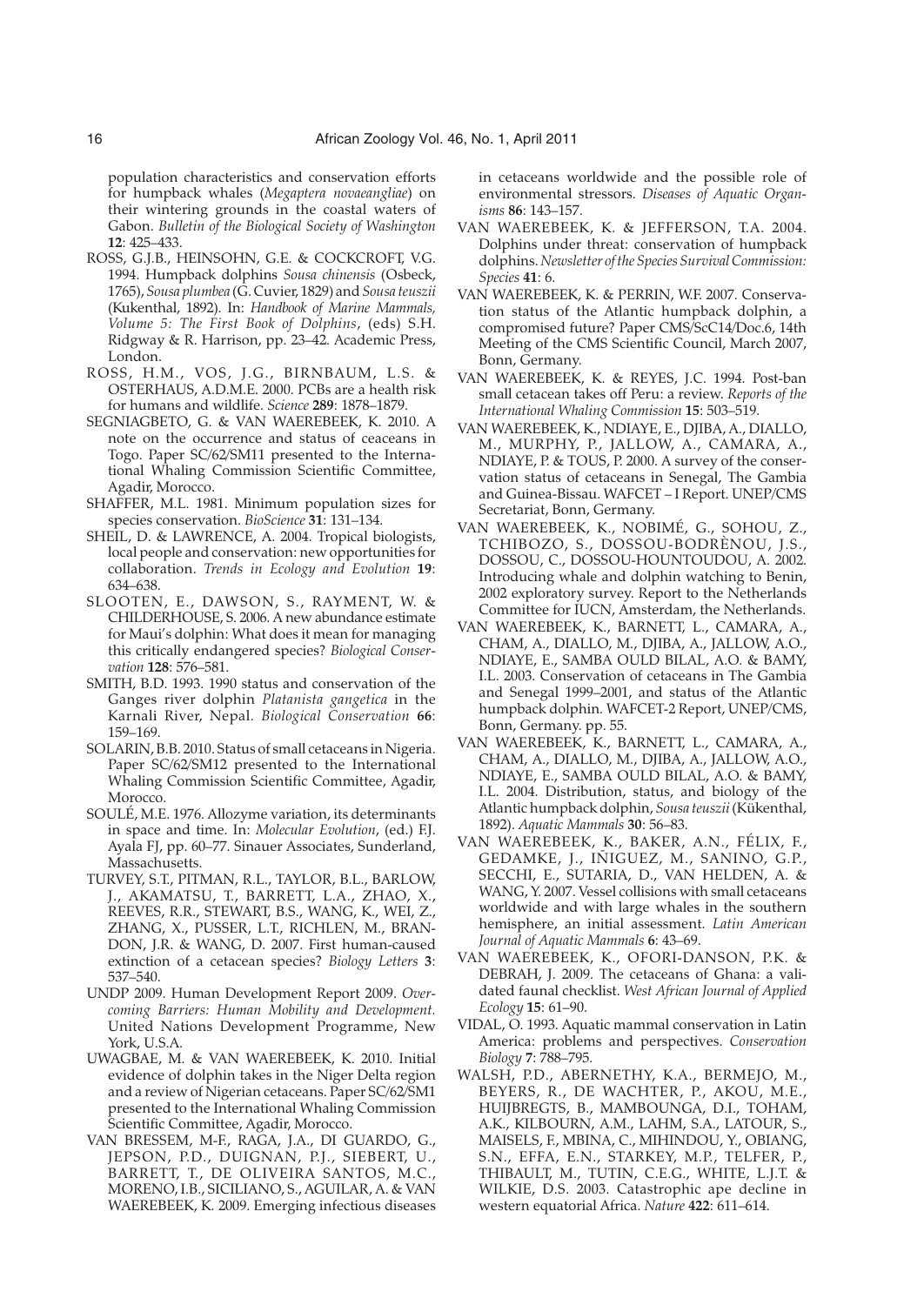population characteristics and conservation efforts for humpback whales (*Megaptera novaeangliae*) on their wintering grounds in the coastal waters of Gabon. *Bulletin of the Biological Society of Washington* **12**: 425–433.

ROSS, G.J.B., HEINSOHN, G.E. & COCKCROFT, V.G. 1994. Humpback dolphins *Sousa chinensis* (Osbeck, 1765), *Sousa plumbea* (G. Cuvier, 1829) and *Sousa teuszii* (Kukenthal, 1892). In: *Handbook of Marine Mammals, Volume 5: The First Book of Dolphins*, (eds) S.H. Ridgway & R. Harrison, pp. 23–42. Academic Press, London.

ROSS, H.M., VOS, J.G., BIRNBAUM, L.S. & OSTERHAUS, A.D.M.E. 2000. PCBs are a health risk for humans and wildlife. *Science* **289**: 1878–1879.

SEGNIAGBETO, G. & VAN WAEREBEEK, K. 2010. A note on the occurrence and status of ceaceans in Togo. Paper SC/62/SM11 presented to the International Whaling Commission Scientific Committee, Agadir, Morocco.

SHAFFER, M.L. 1981. Minimum population sizes for species conservation. *BioScience* **31**: 131–134.

SHEIL, D. & LAWRENCE, A. 2004. Tropical biologists, local people and conservation: new opportunities for collaboration. *Trends in Ecology and Evolution* **19**: 634–638.

SLOOTEN, E., DAWSON, S., RAYMENT, W. & CHILDERHOUSE, S. 2006. A new abundance estimate for Maui's dolphin: What does it mean for managing this critically endangered species? *Biological Conservation* **128**: 576–581.

SMITH, B.D. 1993. 1990 status and conservation of the Ganges river dolphin *Platanista gangetica* in the Karnali River, Nepal. *Biological Conservation* **66**: 159–169.

SOLARIN, B.B. 2010. Status of small cetaceans in Nigeria. Paper SC/62/SM12 presented to the International Whaling Commission Scientific Committee, Agadir, Morocco.

SOULÉ, M.E. 1976. Allozyme variation, its determinants in space and time. In: *Molecular Evolution*, (ed.) F.J. Ayala FJ, pp. 60–77. Sinauer Associates, Sunderland, Massachusetts.

TURVEY, S.T., PITMAN, R.L., TAYLOR, B.L., BARLOW, J., AKAMATSU, T., BARRETT, L.A., ZHAO, X., REEVES, R.R., STEWART, B.S., WANG, K., WEI, Z., ZHANG, X., PUSSER, L.T., RICHLEN, M., BRANDON, J.R. & WANG, D. 2007. First human-caused extinction of a cetacean species? *Biology Letters* **3**: 537–540.

UNDP 2009. Human Development Report 2009. *Overcoming Barriers: Human Mobility and Development.* United Nations Development Programme, New York, U.S.A.

UWAGBAE, M. & VAN WAEREBEEK, K. 2010. Initial evidence of dolphin takes in the Niger Delta region and a review of Nigerian cetaceans. Paper SC/62/SM1 presented to the International Whaling Commission Scientific Committee, Agadir, Morocco.

VAN BRESSEM, M-F., RAGA, J.A., DI GUARDO, G., JEPSON, P.D., DUIGNAN, P.J., SIEBERT, U., BARRETT, T., DE OLIVEIRA SANTOS, M.C., MORENO, I.B., SICILIANO, S., AGUILAR, A. & VAN WAEREBEEK, K. 2009. Emerging infectious diseases in cetaceans worldwide and the possible role of environmental stressors. *Diseases of Aquatic Organisms* **86**: 143–157.

VAN WAEREBEEK, K. & JEFFERSON, T.A. 2004. Dolphins under threat: conservation of humpback dolphins. *Newsletter of the Species Survival Commission: Species* **41**: 6.

VAN WAEREBEEK, K. & PERRIN, W.F. 2007. Conservation status of the Atlantic humpback dolphin, a compromised future? Paper CMS/ScC14/Doc.6, 14th Meeting of the CMS Scientific Council, March 2007, Bonn, Germany.

VAN WAEREBEEK, K. & REYES, J.C. 1994. Post-ban small cetacean takes off Peru: a review. *Reports of the International Whaling Commission* **15**: 503–519.

VAN WAEREBEEK, K., NDIAYE, E., DJIBA, A., DIALLO, M., MURPHY, P., JALLOW, A., CAMARA, A., NDIAYE, P. & TOUS, P. 2000. A survey of the conservation status of cetaceans in Senegal, The Gambia and Guinea-Bissau. WAFCET – I Report. UNEP/CMS Secretariat, Bonn, Germany.

VAN WAEREBEEK, K., NOBIMÉ, G., SOHOU, Z., TCHIBOZO, S., DOSSOU-BODRÈNOU, J.S., DOSSOU, C., DOSSOU-HOUNTOUDOU, A. 2002. Introducing whale and dolphin watching to Benin, 2002 exploratory survey. Report to the Netherlands Committee for IUCN, Amsterdam, the Netherlands.

VAN WAEREBEEK, K., BARNETT, L., CAMARA, A., CHAM, A., DIALLO, M., DJIBA, A., JALLOW, A.O., NDIAYE, E., SAMBA OULD BILAL, A.O. & BAMY, I.L. 2003. Conservation of cetaceans in The Gambia and Senegal 1999–2001, and status of the Atlantic humpback dolphin. WAFCET-2 Report, UNEP/CMS, Bonn, Germany. pp. 55.

VAN WAEREBEEK, K., BARNETT, L., CAMARA, A., CHAM, A., DIALLO, M., DJIBA, A., JALLOW, A.O., NDIAYE, E., SAMBA OULD BILAL, A.O. & BAMY, I.L. 2004. Distribution, status, and biology of the Atlantic humpback dolphin, *Sousa teuszii* (Kükenthal, 1892). *Aquatic Mammals* **30**: 56–83.

VAN WAEREBEEK, K., BAKER, A.N., FÉLIX, F., GEDAMKE, J., IÑIGUEZ, M., SANINO, G.P., SECCHI, E., SUTARIA, D., VAN HELDEN, A. & WANG, Y. 2007. Vessel collisions with small cetaceans worldwide and with large whales in the southern hemisphere, an initial assessment. *Latin American Journal of Aquatic Mammals* **6**: 43–69.

VAN WAEREBEEK, K., OFORI-DANSON, P.K. & DEBRAH, J. 2009. The cetaceans of Ghana: a validated faunal checklist. *West African Journal of Applied Ecology* **15**: 61–90.

VIDAL, O. 1993. Aquatic mammal conservation in Latin America: problems and perspectives. *Conservation Biology* **7**: 788–795.

WALSH, P.D., ABERNETHY, K.A., BERMEJO, M., BEYERS, R., DE WACHTER, P., AKOU, M.E., HUIJBREGTS, B., MAMBOUNGA, D.I., TOHAM, A.K., KILBOURN, A.M., LAHM, S.A., LATOUR, S., MAISELS, F., MBINA, C., MIHINDOU, Y., OBIANG, S.N., EFFA, E.N., STARKEY, M.P., TELFER, P., THIBAULT, M., TUTIN, C.E.G., WHITE, L.J.T. & WILKIE, D.S. 2003. Catastrophic ape decline in western equatorial Africa. *Nature* **422**: 611–614.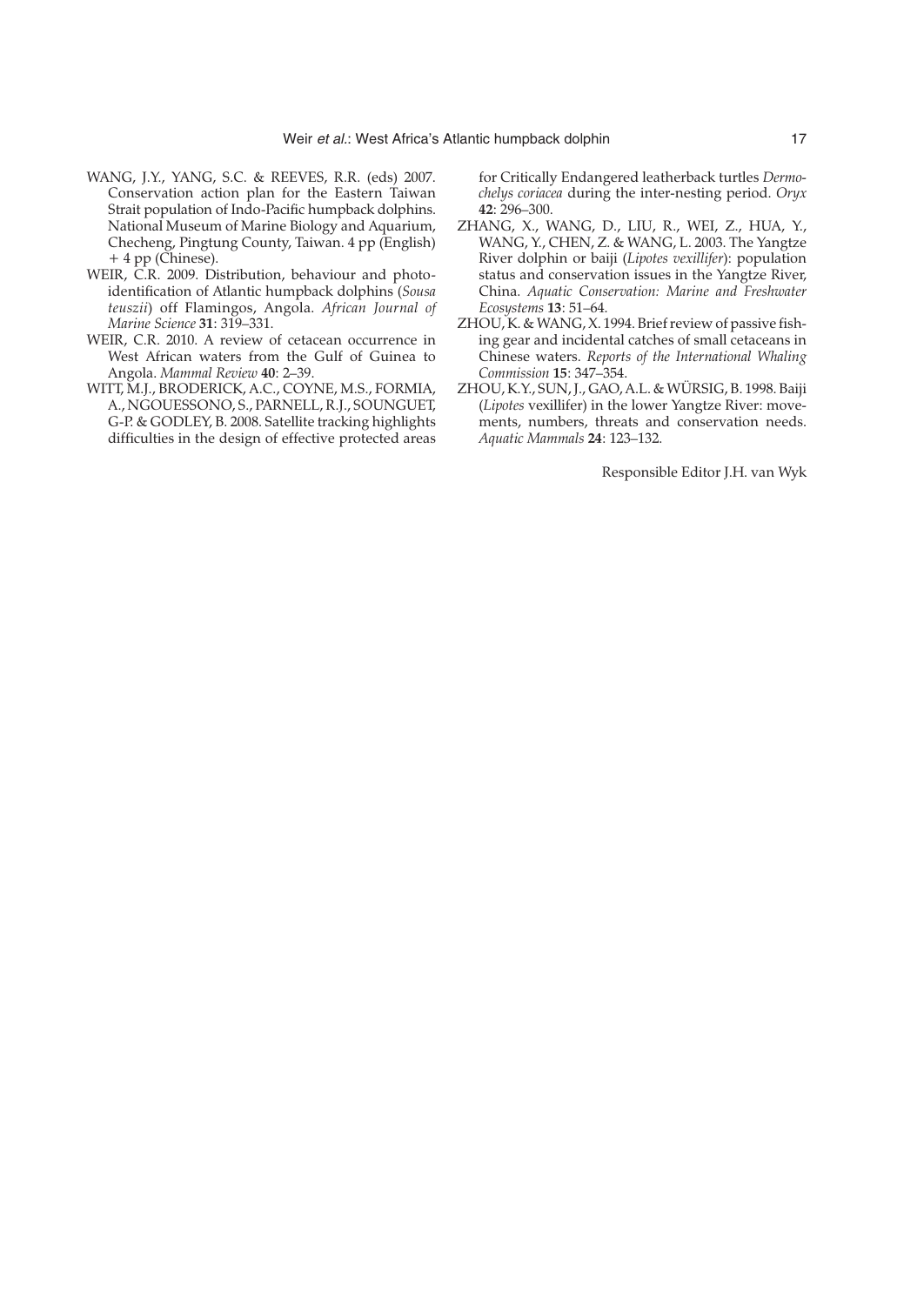WANG, J.Y., YANG, S.C. & REEVES, R.R. (eds) 2007. Conservation action plan for the Eastern Taiwan Strait population of Indo-Pacific humpback dolphins. National Museum of Marine Biology and Aquarium, Checheng, Pingtung County, Taiwan. 4 pp (English) + 4 pp (Chinese).

WEIR, C.R. 2009. Distribution, behaviour and photo-identification of Atlantic humpback dolphins (*Sousa teuszii*) off Flamingos, Angola. *African Journal of Marine Science* **31**: 319–331.

WEIR, C.R. 2010. A review of cetacean occurrence in West African waters from the Gulf of Guinea to Angola. *Mammal Review* **40**: 2–39.

WITT, M.J., BRODERICK, A.C., COYNE, M.S., FORMIA, A., NGOUESSONO, S., PARNELL, R.J., SOUNGUET, G-P. & GODLEY, B. 2008. Satellite tracking highlights difficulties in the design of effective protected areas for Critically Endangered leatherback turtles *Dermochelys coriacea* during the inter-nesting period. *Oryx* **42**: 296–300.

ZHANG, X., WANG, D., LIU, R., WEI, Z., HUA, Y., WANG, Y., CHEN, Z. & WANG, L. 2003. The Yangtze River dolphin or baiji (*Lipotes vexillifer*): population status and conservation issues in the Yangtze River, China. *Aquatic Conservation: Marine and Freshwater Ecosystems* **13**: 51–64.

ZHOU, K. & WANG, X. 1994. Brief review of passive fishing gear and incidental catches of small cetaceans in Chinese waters. *Reports of the International Whaling Commission* **15**: 347–354.

ZHOU, K.Y., SUN, J., GAO, A.L. & WÜRSIG, B. 1998. Baiji (*Lipotes* vexillifer) in the lower Yangtze River: movements, numbers, threats and conservation needs. *Aquatic Mammals* **24**: 123–132.

Responsible Editor J.H. van Wyk